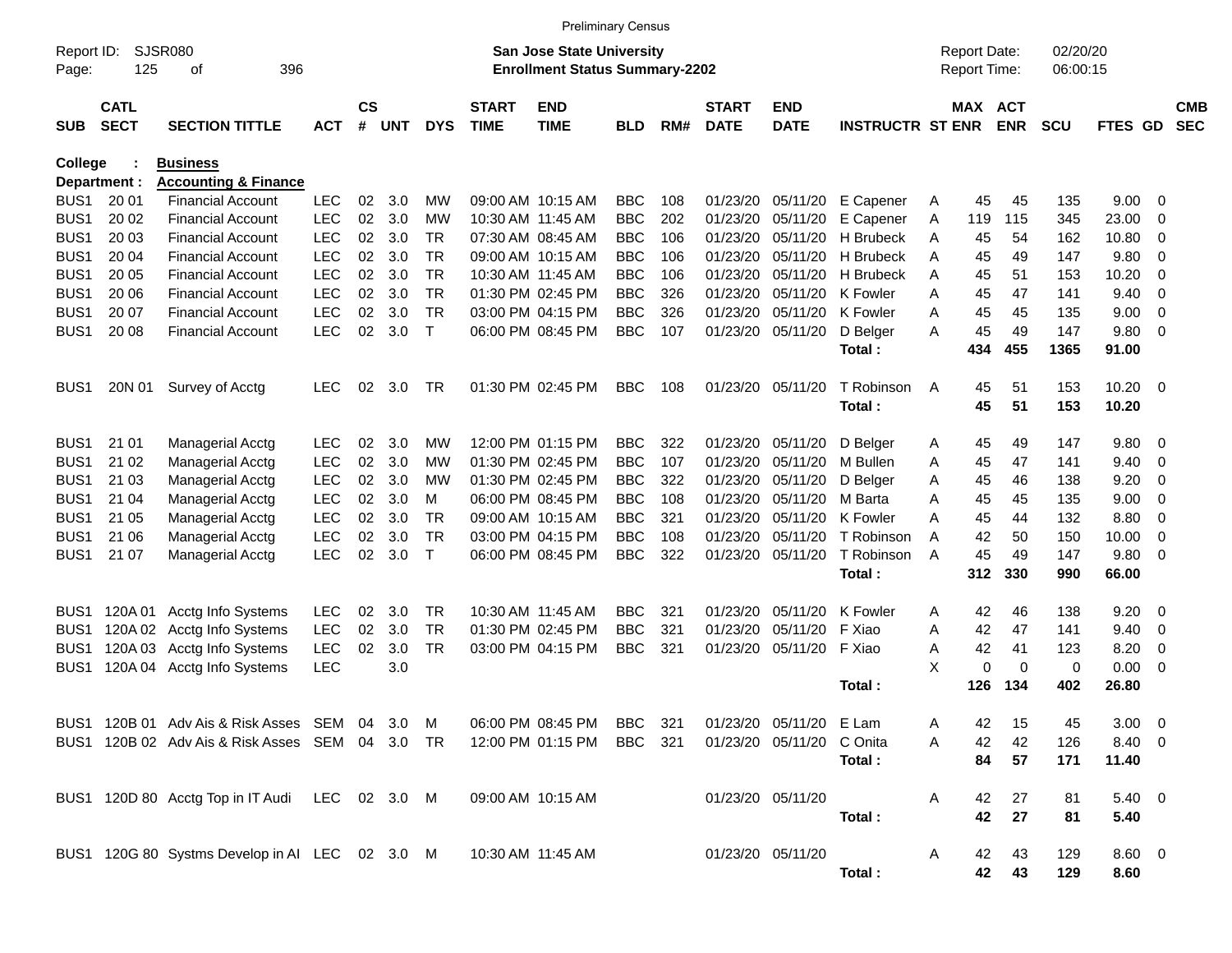Preliminary Census

Report ID: SJSR080
Page: 125 of 396

**San Jose State University**
**Enrollment Status Summary-2202**

Report Date: 02/20/20
Report Time: 06:00:15

| SUB | CATL SECT | SECTION TITTLE | ACT | CS # | UNT | DYS | START TIME | END TIME | BLD | RM# | START DATE | END DATE | INSTRUCTR | ST | MAX ENR | ACT ENR | SCU | FTES | GD | CMB SEC |
|---|---|---|---|---|---|---|---|---|---|---|---|---|---|---|---|---|---|---|---|---|
| **College :** | | **Business** | | | | | | | | | | | | | | | | | | |
| **Department :** | | **Accounting & Finance** | | | | | | | | | | | | | | | | | | |
| BUS1 | 20 01 | Financial Account | LEC | 02 | 3.0 | MW | 09:00 AM | 10:15 AM | BBC | 108 | 01/23/20 | 05/11/20 | E Capener | A | 45 | 45 | 135 | 9.00 | 0 | |
| BUS1 | 20 02 | Financial Account | LEC | 02 | 3.0 | MW | 10:30 AM | 11:45 AM | BBC | 202 | 01/23/20 | 05/11/20 | E Capener | A | 119 | 115 | 345 | 23.00 | 0 | |
| BUS1 | 20 03 | Financial Account | LEC | 02 | 3.0 | TR | 07:30 AM | 08:45 AM | BBC | 106 | 01/23/20 | 05/11/20 | H Brubeck | A | 45 | 54 | 162 | 10.80 | 0 | |
| BUS1 | 20 04 | Financial Account | LEC | 02 | 3.0 | TR | 09:00 AM | 10:15 AM | BBC | 106 | 01/23/20 | 05/11/20 | H Brubeck | A | 45 | 49 | 147 | 9.80 | 0 | |
| BUS1 | 20 05 | Financial Account | LEC | 02 | 3.0 | TR | 10:30 AM | 11:45 AM | BBC | 106 | 01/23/20 | 05/11/20 | H Brubeck | A | 45 | 51 | 153 | 10.20 | 0 | |
| BUS1 | 20 06 | Financial Account | LEC | 02 | 3.0 | TR | 01:30 PM | 02:45 PM | BBC | 326 | 01/23/20 | 05/11/20 | K Fowler | A | 45 | 47 | 141 | 9.40 | 0 | |
| BUS1 | 20 07 | Financial Account | LEC | 02 | 3.0 | TR | 03:00 PM | 04:15 PM | BBC | 326 | 01/23/20 | 05/11/20 | K Fowler | A | 45 | 45 | 135 | 9.00 | 0 | |
| BUS1 | 20 08 | Financial Account | LEC | 02 | 3.0 | T | 06:00 PM | 08:45 PM | BBC | 107 | 01/23/20 | 05/11/20 | D Belger | A | 45 | 49 | 147 | 9.80 | 0 | |
| | | | | | | | | | | | | | **Total :** | | **434** | **455** | **1365** | **91.00** | | |
| BUS1 | 20N 01 | Survey of Acctg | LEC | 02 | 3.0 | TR | 01:30 PM | 02:45 PM | BBC | 108 | 01/23/20 | 05/11/20 | T Robinson | A | 45 | 51 | 153 | 10.20 | 0 | |
| | | | | | | | | | | | | | **Total :** | | **45** | **51** | **153** | **10.20** | | |
| BUS1 | 21 01 | Managerial Acctg | LEC | 02 | 3.0 | MW | 12:00 PM | 01:15 PM | BBC | 322 | 01/23/20 | 05/11/20 | D Belger | A | 45 | 49 | 147 | 9.80 | 0 | |
| BUS1 | 21 02 | Managerial Acctg | LEC | 02 | 3.0 | MW | 01:30 PM | 02:45 PM | BBC | 107 | 01/23/20 | 05/11/20 | M Bullen | A | 45 | 47 | 141 | 9.40 | 0 | |
| BUS1 | 21 03 | Managerial Acctg | LEC | 02 | 3.0 | MW | 01:30 PM | 02:45 PM | BBC | 322 | 01/23/20 | 05/11/20 | D Belger | A | 45 | 46 | 138 | 9.20 | 0 | |
| BUS1 | 21 04 | Managerial Acctg | LEC | 02 | 3.0 | M | 06:00 PM | 08:45 PM | BBC | 108 | 01/23/20 | 05/11/20 | M Barta | A | 45 | 45 | 135 | 9.00 | 0 | |
| BUS1 | 21 05 | Managerial Acctg | LEC | 02 | 3.0 | TR | 09:00 AM | 10:15 AM | BBC | 321 | 01/23/20 | 05/11/20 | K Fowler | A | 45 | 44 | 132 | 8.80 | 0 | |
| BUS1 | 21 06 | Managerial Acctg | LEC | 02 | 3.0 | TR | 03:00 PM | 04:15 PM | BBC | 108 | 01/23/20 | 05/11/20 | T Robinson | A | 42 | 50 | 150 | 10.00 | 0 | |
| BUS1 | 21 07 | Managerial Acctg | LEC | 02 | 3.0 | T | 06:00 PM | 08:45 PM | BBC | 322 | 01/23/20 | 05/11/20 | T Robinson | A | 45 | 49 | 147 | 9.80 | 0 | |
| | | | | | | | | | | | | | **Total :** | | **312** | **330** | **990** | **66.00** | | |
| BUS1 | 120A 01 | Acctg Info Systems | LEC | 02 | 3.0 | TR | 10:30 AM | 11:45 AM | BBC | 321 | 01/23/20 | 05/11/20 | K Fowler | A | 42 | 46 | 138 | 9.20 | 0 | |
| BUS1 | 120A 02 | Acctg Info Systems | LEC | 02 | 3.0 | TR | 01:30 PM | 02:45 PM | BBC | 321 | 01/23/20 | 05/11/20 | F Xiao | A | 42 | 47 | 141 | 9.40 | 0 | |
| BUS1 | 120A 03 | Acctg Info Systems | LEC | 02 | 3.0 | TR | 03:00 PM | 04:15 PM | BBC | 321 | 01/23/20 | 05/11/20 | F Xiao | A | 42 | 41 | 123 | 8.20 | 0 | |
| BUS1 | 120A 04 | Acctg Info Systems | LEC | | 3.0 | | | | | | | | | X | 0 | 0 | 0 | 0.00 | 0 | |
| | | | | | | | | | | | | | **Total :** | | **126** | **134** | **402** | **26.80** | | |
| BUS1 | 120B 01 | Adv Ais & Risk Asses | SEM | 04 | 3.0 | M | 06:00 PM | 08:45 PM | BBC | 321 | 01/23/20 | 05/11/20 | E Lam | A | 42 | 15 | 45 | 3.00 | 0 | |
| BUS1 | 120B 02 | Adv Ais & Risk Asses | SEM | 04 | 3.0 | TR | 12:00 PM | 01:15 PM | BBC | 321 | 01/23/20 | 05/11/20 | C Onita | A | 42 | 42 | 126 | 8.40 | 0 | |
| | | | | | | | | | | | | | **Total :** | | **84** | **57** | **171** | **11.40** | | |
| BUS1 | 120D 80 | Acctg Top in IT Audi | LEC | 02 | 3.0 | M | 09:00 AM | 10:15 AM | | | 01/23/20 | 05/11/20 | | A | 42 | 27 | 81 | 5.40 | 0 | |
| | | | | | | | | | | | | | **Total :** | | **42** | **27** | **81** | **5.40** | | |
| BUS1 | 120G 80 | Systms Develop in AI | LEC | 02 | 3.0 | M | 10:30 AM | 11:45 AM | | | 01/23/20 | 05/11/20 | | A | 42 | 43 | 129 | 8.60 | 0 | |
| | | | | | | | | | | | | | **Total :** | | **42** | **43** | **129** | **8.60** | | |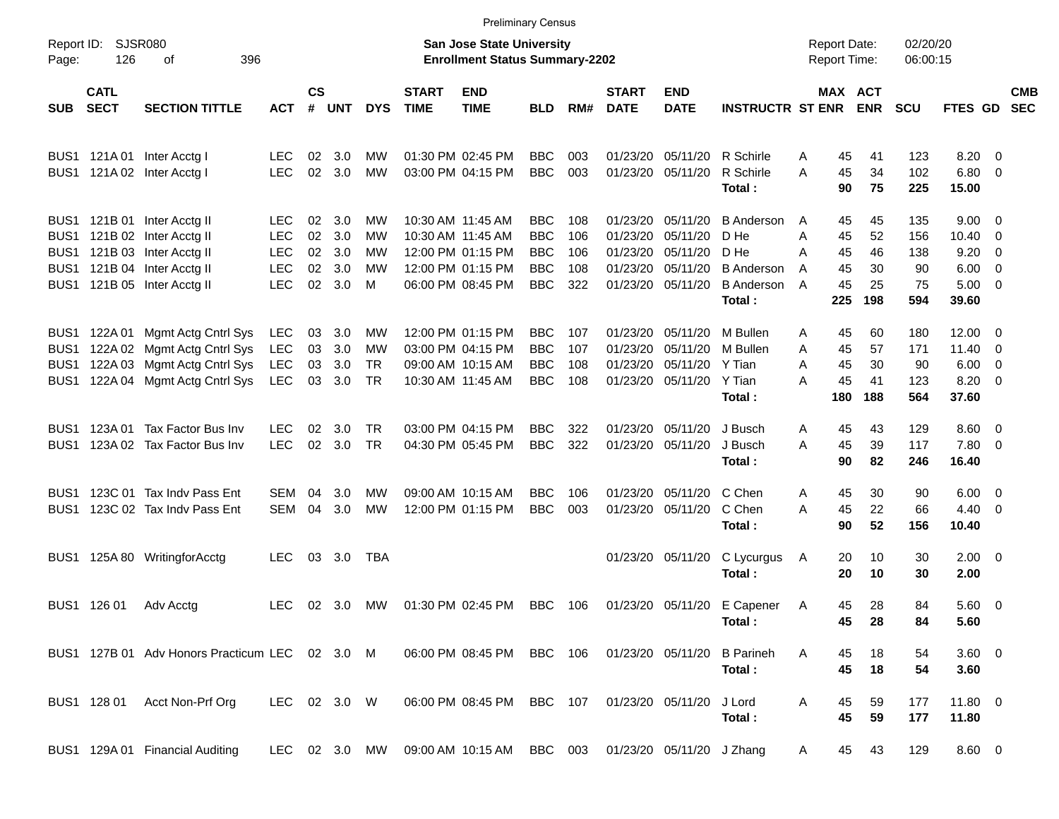Preliminary Census

Report ID: SJSR080

**San Jose State University**
**Enrollment Status Summary-2202**

Report Date: 02/20/20
Report Time: 06:00:15

| SUB | CATL SECT | SECTION TITTLE | ACT | CS # | UNT | DYS | START TIME | END TIME | BLD | RM# | START DATE | END DATE | INSTRUCTR | ST | MAX ENR | ACT ENR | SCU | FTES | GD | CMB SEC |
|---|---|---|---|---|---|---|---|---|---|---|---|---|---|---|---|---|---|---|---|---|
| BUS1 | 121A 01 | Inter Acctg I | LEC | 02 | 3.0 | MW | 01:30 PM | 02:45 PM | BBC | 003 | 01/23/20 | 05/11/20 | R Schirle | A | 45 | 41 | 123 | 8.20 | 0 | |
| BUS1 | 121A 02 | Inter Acctg I | LEC | 02 | 3.0 | MW | 03:00 PM | 04:15 PM | BBC | 003 | 01/23/20 | 05/11/20 | R Schirle | A | 45 | 34 | 102 | 6.80 | 0 | |
| | | | | | | | | | | | | | **Total :** | | **90** | **75** | **225** | **15.00** | | |
| BUS1 | 121B 01 | Inter Acctg II | LEC | 02 | 3.0 | MW | 10:30 AM | 11:45 AM | BBC | 108 | 01/23/20 | 05/11/20 | B Anderson | A | 45 | 45 | 135 | 9.00 | 0 | |
| BUS1 | 121B 02 | Inter Acctg II | LEC | 02 | 3.0 | MW | 10:30 AM | 11:45 AM | BBC | 106 | 01/23/20 | 05/11/20 | D He | A | 45 | 52 | 156 | 10.40 | 0 | |
| BUS1 | 121B 03 | Inter Acctg II | LEC | 02 | 3.0 | MW | 12:00 PM | 01:15 PM | BBC | 106 | 01/23/20 | 05/11/20 | D He | A | 45 | 46 | 138 | 9.20 | 0 | |
| BUS1 | 121B 04 | Inter Acctg II | LEC | 02 | 3.0 | MW | 12:00 PM | 01:15 PM | BBC | 108 | 01/23/20 | 05/11/20 | B Anderson | A | 45 | 30 | 90 | 6.00 | 0 | |
| BUS1 | 121B 05 | Inter Acctg II | LEC | 02 | 3.0 | M | 06:00 PM | 08:45 PM | BBC | 322 | 01/23/20 | 05/11/20 | B Anderson | A | 45 | 25 | 75 | 5.00 | 0 | |
| | | | | | | | | | | | | | **Total :** | | **225** | **198** | **594** | **39.60** | | |
| BUS1 | 122A 01 | Mgmt Actg Cntrl Sys | LEC | 03 | 3.0 | MW | 12:00 PM | 01:15 PM | BBC | 107 | 01/23/20 | 05/11/20 | M Bullen | A | 45 | 60 | 180 | 12.00 | 0 | |
| BUS1 | 122A 02 | Mgmt Actg Cntrl Sys | LEC | 03 | 3.0 | MW | 03:00 PM | 04:15 PM | BBC | 107 | 01/23/20 | 05/11/20 | M Bullen | A | 45 | 57 | 171 | 11.40 | 0 | |
| BUS1 | 122A 03 | Mgmt Actg Cntrl Sys | LEC | 03 | 3.0 | TR | 09:00 AM | 10:15 AM | BBC | 108 | 01/23/20 | 05/11/20 | Y Tian | A | 45 | 30 | 90 | 6.00 | 0 | |
| BUS1 | 122A 04 | Mgmt Actg Cntrl Sys | LEC | 03 | 3.0 | TR | 10:30 AM | 11:45 AM | BBC | 108 | 01/23/20 | 05/11/20 | Y Tian | A | 45 | 41 | 123 | 8.20 | 0 | |
| | | | | | | | | | | | | | **Total :** | | **180** | **188** | **564** | **37.60** | | |
| BUS1 | 123A 01 | Tax Factor Bus Inv | LEC | 02 | 3.0 | TR | 03:00 PM | 04:15 PM | BBC | 322 | 01/23/20 | 05/11/20 | J Busch | A | 45 | 43 | 129 | 8.60 | 0 | |
| BUS1 | 123A 02 | Tax Factor Bus Inv | LEC | 02 | 3.0 | TR | 04:30 PM | 05:45 PM | BBC | 322 | 01/23/20 | 05/11/20 | J Busch | A | 45 | 39 | 117 | 7.80 | 0 | |
| | | | | | | | | | | | | | **Total :** | | **90** | **82** | **246** | **16.40** | | |
| BUS1 | 123C 01 | Tax Indv Pass Ent | SEM | 04 | 3.0 | MW | 09:00 AM | 10:15 AM | BBC | 106 | 01/23/20 | 05/11/20 | C Chen | A | 45 | 30 | 90 | 6.00 | 0 | |
| BUS1 | 123C 02 | Tax Indv Pass Ent | SEM | 04 | 3.0 | MW | 12:00 PM | 01:15 PM | BBC | 003 | 01/23/20 | 05/11/20 | C Chen | A | 45 | 22 | 66 | 4.40 | 0 | |
| | | | | | | | | | | | | | **Total :** | | **90** | **52** | **156** | **10.40** | | |
| BUS1 | 125A 80 | WritingforAcctg | LEC | 03 | 3.0 | TBA | | | | | 01/23/20 | 05/11/20 | C Lycurgus | A | 20 | 10 | 30 | 2.00 | 0 | |
| | | | | | | | | | | | | | **Total :** | | **20** | **10** | **30** | **2.00** | | |
| BUS1 | 126 01 | Adv Acctg | LEC | 02 | 3.0 | MW | 01:30 PM | 02:45 PM | BBC | 106 | 01/23/20 | 05/11/20 | E Capener | A | 45 | 28 | 84 | 5.60 | 0 | |
| | | | | | | | | | | | | | **Total :** | | **45** | **28** | **84** | **5.60** | | |
| BUS1 | 127B 01 | Adv Honors Practicum | LEC | 02 | 3.0 | M | 06:00 PM | 08:45 PM | BBC | 106 | 01/23/20 | 05/11/20 | B Parineh | A | 45 | 18 | 54 | 3.60 | 0 | |
| | | | | | | | | | | | | | **Total :** | | **45** | **18** | **54** | **3.60** | | |
| BUS1 | 128 01 | Acct Non-Prf Org | LEC | 02 | 3.0 | W | 06:00 PM | 08:45 PM | BBC | 107 | 01/23/20 | 05/11/20 | J Lord | A | 45 | 59 | 177 | 11.80 | 0 | |
| | | | | | | | | | | | | | **Total :** | | **45** | **59** | **177** | **11.80** | | |
| BUS1 | 129A 01 | Financial Auditing | LEC | 02 | 3.0 | MW | 09:00 AM | 10:15 AM | BBC | 003 | 01/23/20 | 05/11/20 | J Zhang | A | 45 | 43 | 129 | 8.60 | 0 | |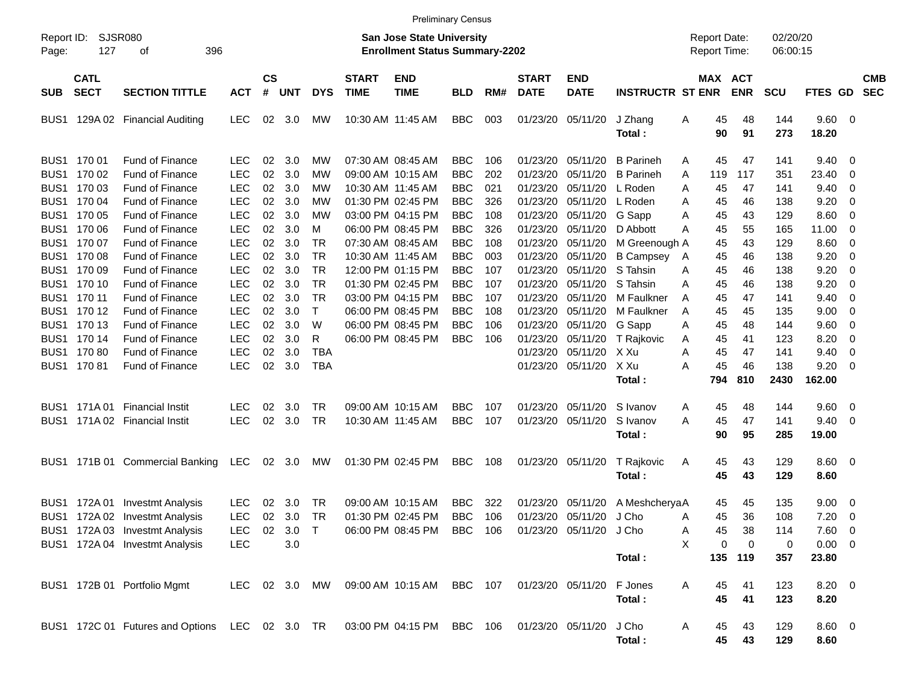Preliminary Census

Report ID: SJSR080

**San Jose State University**
**Enrollment Status Summary-2202**

Report Date: 02/20/20
Report Time: 06:00:15

| SUB | CATL SECT | SECTION TITTLE | ACT | CS # | UNT | DYS | START TIME | END TIME | BLD | RM# | START DATE | END DATE | INSTRUCTR | ST | MAX ENR | ACT ENR | SCU | FTES | GD | CMB SEC |
|---|---|---|---|---|---|---|---|---|---|---|---|---|---|---|---|---|---|---|---|---|
| BUS1 | 129A 02 | Financial Auditing | LEC | 02 | 3.0 | MW | 10:30 AM | 11:45 AM | BBC | 003 | 01/23/20 | 05/11/20 | J Zhang | A | 45 | 48 | 144 | 9.60 | 0 | |
| | | | | | | | | | | | | | **Total :** | | **90** | **91** | **273** | **18.20** | | |
| BUS1 | 170 01 | Fund of Finance | LEC | 02 | 3.0 | MW | 07:30 AM | 08:45 AM | BBC | 106 | 01/23/20 | 05/11/20 | B Parineh | A | 45 | 47 | 141 | 9.40 | 0 | |
| BUS1 | 170 02 | Fund of Finance | LEC | 02 | 3.0 | MW | 09:00 AM | 10:15 AM | BBC | 202 | 01/23/20 | 05/11/20 | B Parineh | A | 119 | 117 | 351 | 23.40 | 0 | |
| BUS1 | 170 03 | Fund of Finance | LEC | 02 | 3.0 | MW | 10:30 AM | 11:45 AM | BBC | 021 | 01/23/20 | 05/11/20 | L Roden | A | 45 | 47 | 141 | 9.40 | 0 | |
| BUS1 | 170 04 | Fund of Finance | LEC | 02 | 3.0 | MW | 01:30 PM | 02:45 PM | BBC | 326 | 01/23/20 | 05/11/20 | L Roden | A | 45 | 46 | 138 | 9.20 | 0 | |
| BUS1 | 170 05 | Fund of Finance | LEC | 02 | 3.0 | MW | 03:00 PM | 04:15 PM | BBC | 108 | 01/23/20 | 05/11/20 | G Sapp | A | 45 | 43 | 129 | 8.60 | 0 | |
| BUS1 | 170 06 | Fund of Finance | LEC | 02 | 3.0 | M | 06:00 PM | 08:45 PM | BBC | 326 | 01/23/20 | 05/11/20 | D Abbott | A | 45 | 55 | 165 | 11.00 | 0 | |
| BUS1 | 170 07 | Fund of Finance | LEC | 02 | 3.0 | TR | 07:30 AM | 08:45 AM | BBC | 108 | 01/23/20 | 05/11/20 | M Greenough | A | 45 | 43 | 129 | 8.60 | 0 | |
| BUS1 | 170 08 | Fund of Finance | LEC | 02 | 3.0 | TR | 10:30 AM | 11:45 AM | BBC | 003 | 01/23/20 | 05/11/20 | B Campsey | A | 45 | 46 | 138 | 9.20 | 0 | |
| BUS1 | 170 09 | Fund of Finance | LEC | 02 | 3.0 | TR | 12:00 PM | 01:15 PM | BBC | 107 | 01/23/20 | 05/11/20 | S Tahsin | A | 45 | 46 | 138 | 9.20 | 0 | |
| BUS1 | 170 10 | Fund of Finance | LEC | 02 | 3.0 | TR | 01:30 PM | 02:45 PM | BBC | 107 | 01/23/20 | 05/11/20 | S Tahsin | A | 45 | 46 | 138 | 9.20 | 0 | |
| BUS1 | 170 11 | Fund of Finance | LEC | 02 | 3.0 | TR | 03:00 PM | 04:15 PM | BBC | 107 | 01/23/20 | 05/11/20 | M Faulkner | A | 45 | 47 | 141 | 9.40 | 0 | |
| BUS1 | 170 12 | Fund of Finance | LEC | 02 | 3.0 | T | 06:00 PM | 08:45 PM | BBC | 108 | 01/23/20 | 05/11/20 | M Faulkner | A | 45 | 45 | 135 | 9.00 | 0 | |
| BUS1 | 170 13 | Fund of Finance | LEC | 02 | 3.0 | W | 06:00 PM | 08:45 PM | BBC | 106 | 01/23/20 | 05/11/20 | G Sapp | A | 45 | 48 | 144 | 9.60 | 0 | |
| BUS1 | 170 14 | Fund of Finance | LEC | 02 | 3.0 | R | 06:00 PM | 08:45 PM | BBC | 106 | 01/23/20 | 05/11/20 | T Rajkovic | A | 45 | 41 | 123 | 8.20 | 0 | |
| BUS1 | 170 80 | Fund of Finance | LEC | 02 | 3.0 | TBA | | | | | 01/23/20 | 05/11/20 | X Xu | A | 45 | 47 | 141 | 9.40 | 0 | |
| BUS1 | 170 81 | Fund of Finance | LEC | 02 | 3.0 | TBA | | | | | 01/23/20 | 05/11/20 | X Xu | A | 45 | 46 | 138 | 9.20 | 0 | |
| | | | | | | | | | | | | | **Total :** | | **794** | **810** | **2430** | **162.00** | | |
| BUS1 | 171A 01 | Financial Instit | LEC | 02 | 3.0 | TR | 09:00 AM | 10:15 AM | BBC | 107 | 01/23/20 | 05/11/20 | S Ivanov | A | 45 | 48 | 144 | 9.60 | 0 | |
| BUS1 | 171A 02 | Financial Instit | LEC | 02 | 3.0 | TR | 10:30 AM | 11:45 AM | BBC | 107 | 01/23/20 | 05/11/20 | S Ivanov | A | 45 | 47 | 141 | 9.40 | 0 | |
| | | | | | | | | | | | | | **Total :** | | **90** | **95** | **285** | **19.00** | | |
| BUS1 | 171B 01 | Commercial Banking | LEC | 02 | 3.0 | MW | 01:30 PM | 02:45 PM | BBC | 108 | 01/23/20 | 05/11/20 | T Rajkovic | A | 45 | 43 | 129 | 8.60 | 0 | |
| | | | | | | | | | | | | | **Total :** | | **45** | **43** | **129** | **8.60** | | |
| BUS1 | 172A 01 | Investmt Analysis | LEC | 02 | 3.0 | TR | 09:00 AM | 10:15 AM | BBC | 322 | 01/23/20 | 05/11/20 | A Meshcherya | A | 45 | 45 | 135 | 9.00 | 0 | |
| BUS1 | 172A 02 | Investmt Analysis | LEC | 02 | 3.0 | TR | 01:30 PM | 02:45 PM | BBC | 106 | 01/23/20 | 05/11/20 | J Cho | A | 45 | 36 | 108 | 7.20 | 0 | |
| BUS1 | 172A 03 | Investmt Analysis | LEC | 02 | 3.0 | T | 06:00 PM | 08:45 PM | BBC | 106 | 01/23/20 | 05/11/20 | J Cho | A | 45 | 38 | 114 | 7.60 | 0 | |
| BUS1 | 172A 04 | Investmt Analysis | LEC | | 3.0 | | | | | | | | | X | 0 | 0 | 0 | 0.00 | 0 | |
| | | | | | | | | | | | | | **Total :** | | **135** | **119** | **357** | **23.80** | | |
| BUS1 | 172B 01 | Portfolio Mgmt | LEC | 02 | 3.0 | MW | 09:00 AM | 10:15 AM | BBC | 107 | 01/23/20 | 05/11/20 | F Jones | A | 45 | 41 | 123 | 8.20 | 0 | |
| | | | | | | | | | | | | | **Total :** | | **45** | **41** | **123** | **8.20** | | |
| BUS1 | 172C 01 | Futures and Options | LEC | 02 | 3.0 | TR | 03:00 PM | 04:15 PM | BBC | 106 | 01/23/20 | 05/11/20 | J Cho | A | 45 | 43 | 129 | 8.60 | 0 | |
| | | | | | | | | | | | | | **Total :** | | **45** | **43** | **129** | **8.60** | | |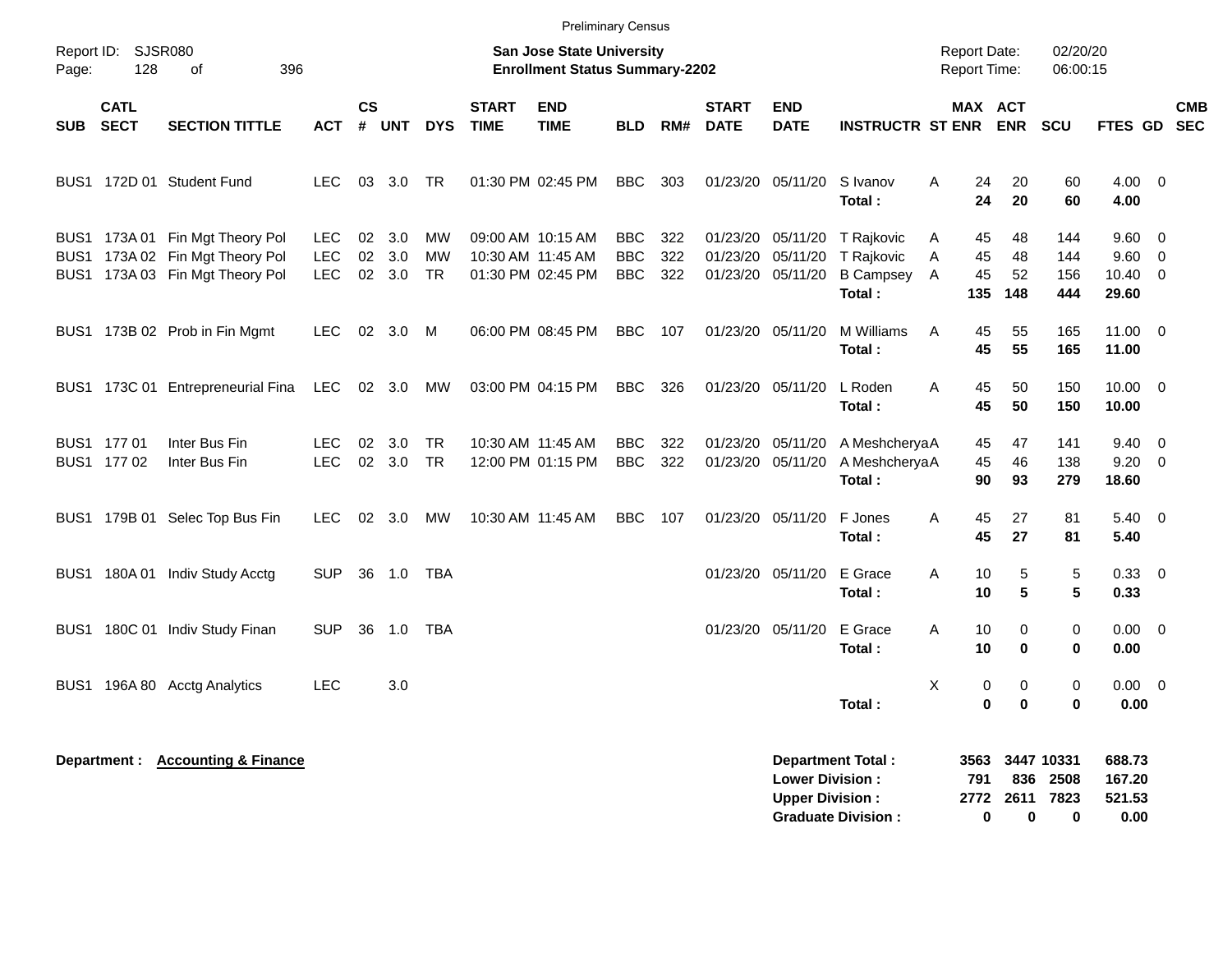Preliminary Census

Report ID: SJSR080

**San Jose State University**
**Enrollment Status Summary-2202**

Report Date: 02/20/20
Report Time: 06:00:15

| SUB | CATL SECT | SECTION TITTLE | ACT | CS # | UNT | DYS | START TIME | END TIME | BLD | RM# | START DATE | END DATE | INSTRUCTR | ST | MAX ENR | ACT ENR | SCU | FTES | GD | CMB SEC |
|---|---|---|---|---|---|---|---|---|---|---|---|---|---|---|---|---|---|---|---|---|
| BUS1 | 172D 01 | Student Fund | LEC | 03 | 3.0 | TR | 01:30 PM | 02:45 PM | BBC | 303 | 01/23/20 | 05/11/20 | S Ivanov | A | 24 | 20 | 60 | 4.00 | 0 | |
| | | | | | | | | | | | | | **Total :** | | **24** | **20** | **60** | **4.00** | | |
| BUS1 | 173A 01 | Fin Mgt Theory Pol | LEC | 02 | 3.0 | MW | 09:00 AM | 10:15 AM | BBC | 322 | 01/23/20 | 05/11/20 | T Rajkovic | A | 45 | 48 | 144 | 9.60 | 0 | |
| BUS1 | 173A 02 | Fin Mgt Theory Pol | LEC | 02 | 3.0 | MW | 10:30 AM | 11:45 AM | BBC | 322 | 01/23/20 | 05/11/20 | T Rajkovic | A | 45 | 48 | 144 | 9.60 | 0 | |
| BUS1 | 173A 03 | Fin Mgt Theory Pol | LEC | 02 | 3.0 | TR | 01:30 PM | 02:45 PM | BBC | 322 | 01/23/20 | 05/11/20 | B Campsey | A | 45 | 52 | 156 | 10.40 | 0 | |
| | | | | | | | | | | | | | **Total :** | | **135** | **148** | **444** | **29.60** | | |
| BUS1 | 173B 02 | Prob in Fin Mgmt | LEC | 02 | 3.0 | M | 06:00 PM | 08:45 PM | BBC | 107 | 01/23/20 | 05/11/20 | M Williams | A | 45 | 55 | 165 | 11.00 | 0 | |
| | | | | | | | | | | | | | **Total :** | | **45** | **55** | **165** | **11.00** | | |
| BUS1 | 173C 01 | Entrepreneurial Fina | LEC | 02 | 3.0 | MW | 03:00 PM | 04:15 PM | BBC | 326 | 01/23/20 | 05/11/20 | L Roden | A | 45 | 50 | 150 | 10.00 | 0 | |
| | | | | | | | | | | | | | **Total :** | | **45** | **50** | **150** | **10.00** | | |
| BUS1 | 177 01 | Inter Bus Fin | LEC | 02 | 3.0 | TR | 10:30 AM | 11:45 AM | BBC | 322 | 01/23/20 | 05/11/20 | A Meshcherya | A | 45 | 47 | 141 | 9.40 | 0 | |
| BUS1 | 177 02 | Inter Bus Fin | LEC | 02 | 3.0 | TR | 12:00 PM | 01:15 PM | BBC | 322 | 01/23/20 | 05/11/20 | A Meshcherya | A | 45 | 46 | 138 | 9.20 | 0 | |
| | | | | | | | | | | | | | **Total :** | | **90** | **93** | **279** | **18.60** | | |
| BUS1 | 179B 01 | Selec Top Bus Fin | LEC | 02 | 3.0 | MW | 10:30 AM | 11:45 AM | BBC | 107 | 01/23/20 | 05/11/20 | F Jones | A | 45 | 27 | 81 | 5.40 | 0 | |
| | | | | | | | | | | | | | **Total :** | | **45** | **27** | **81** | **5.40** | | |
| BUS1 | 180A 01 | Indiv Study Acctg | SUP | 36 | 1.0 | TBA | | | | | 01/23/20 | 05/11/20 | E Grace | A | 10 | 5 | 5 | 0.33 | 0 | |
| | | | | | | | | | | | | | **Total :** | | **10** | **5** | **5** | **0.33** | | |
| BUS1 | 180C 01 | Indiv Study Finan | SUP | 36 | 1.0 | TBA | | | | | 01/23/20 | 05/11/20 | E Grace | A | 10 | 0 | 0 | 0.00 | 0 | |
| | | | | | | | | | | | | | **Total :** | | **10** | **0** | **0** | **0.00** | | |
| BUS1 | 196A 80 | Acctg Analytics | LEC | | 3.0 | | | | | | | | | X | 0 | 0 | 0 | 0.00 | 0 | |
| | | | | | | | | | | | | | **Total :** | | **0** | **0** | **0** | **0.00** | | |

**Department :** **Accounting & Finance**

| | MAX ENR | ACT ENR | SCU | FTES |
|---|---|---|---|---|
| **Department Total :** | **3563** | **3447** | **10331** | **688.73** |
| **Lower Division :** | **791** | **836** | **2508** | **167.20** |
| **Upper Division :** | **2772** | **2611** | **7823** | **521.53** |
| **Graduate Division :** | **0** | **0** | **0** | **0.00** |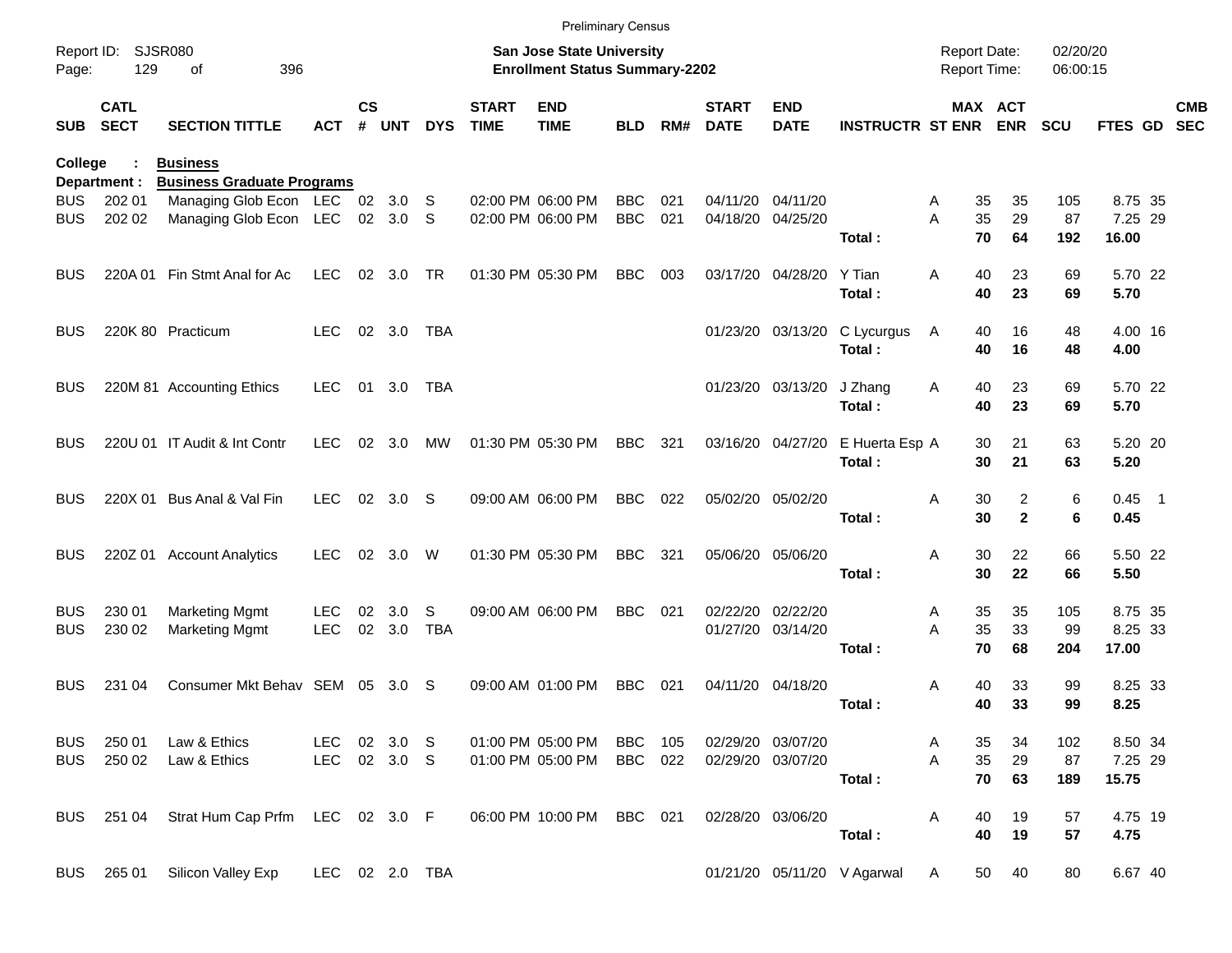Preliminary Census

Report ID: SJSR080

**San Jose State University**
**Enrollment Status Summary-2202**

Report Date: 02/20/20
Report Time: 06:00:15

College : **Business**
Department : **Business Graduate Programs**

| SUB | CATL SECT | SECTION TITTLE | ACT | CS # | UNT | DYS | START TIME | END TIME | BLD | RM# | START DATE | END DATE | INSTRUCTR | ST | MAX ENR | ACT ENR | SCU | FTES | GD | CMB SEC |
|---|---|---|---|---|---|---|---|---|---|---|---|---|---|---|---|---|---|---|---|---|
| BUS | 202 01 | Managing Glob Econ | LEC | 02 | 3.0 | S | 02:00 PM | 06:00 PM | BBC | 021 | 04/11/20 | 04/11/20 | | A | 35 | 35 | 105 | 8.75 | 35 | |
| BUS | 202 02 | Managing Glob Econ | LEC | 02 | 3.0 | S | 02:00 PM | 06:00 PM | BBC | 021 | 04/18/20 | 04/25/20 | | A | 35 | 29 | 87 | 7.25 | 29 | |
| | | | | | | | | | | | | | Total : | | **70** | **64** | **192** | **16.00** | | |
| BUS | 220A 01 | Fin Stmt Anal for Ac | LEC | 02 | 3.0 | TR | 01:30 PM | 05:30 PM | BBC | 003 | 03/17/20 | 04/28/20 | Y Tian | A | 40 | 23 | 69 | 5.70 | 22 | |
| | | | | | | | | | | | | | Total : | | **40** | **23** | **69** | **5.70** | | |
| BUS | 220K 80 | Practicum | LEC | 02 | 3.0 | TBA | | | | | 01/23/20 | 03/13/20 | C Lycurgus | A | 40 | 16 | 48 | 4.00 | 16 | |
| | | | | | | | | | | | | | Total : | | **40** | **16** | **48** | **4.00** | | |
| BUS | 220M 81 | Accounting Ethics | LEC | 01 | 3.0 | TBA | | | | | 01/23/20 | 03/13/20 | J Zhang | A | 40 | 23 | 69 | 5.70 | 22 | |
| | | | | | | | | | | | | | Total : | | **40** | **23** | **69** | **5.70** | | |
| BUS | 220U 01 | IT Audit & Int Contr | LEC | 02 | 3.0 | MW | 01:30 PM | 05:30 PM | BBC | 321 | 03/16/20 | 04/27/20 | E Huerta Esp | A | 30 | 21 | 63 | 5.20 | 20 | |
| | | | | | | | | | | | | | Total : | | **30** | **21** | **63** | **5.20** | | |
| BUS | 220X 01 | Bus Anal & Val Fin | LEC | 02 | 3.0 | S | 09:00 AM | 06:00 PM | BBC | 022 | 05/02/20 | 05/02/20 | | A | 30 | 2 | 6 | 0.45 | 1 | |
| | | | | | | | | | | | | | Total : | | **30** | **2** | **6** | **0.45** | | |
| BUS | 220Z 01 | Account Analytics | LEC | 02 | 3.0 | W | 01:30 PM | 05:30 PM | BBC | 321 | 05/06/20 | 05/06/20 | | A | 30 | 22 | 66 | 5.50 | 22 | |
| | | | | | | | | | | | | | Total : | | **30** | **22** | **66** | **5.50** | | |
| BUS | 230 01 | Marketing Mgmt | LEC | 02 | 3.0 | S | 09:00 AM | 06:00 PM | BBC | 021 | 02/22/20 | 02/22/20 | | A | 35 | 35 | 105 | 8.75 | 35 | |
| BUS | 230 02 | Marketing Mgmt | LEC | 02 | 3.0 | TBA | | | | | 01/27/20 | 03/14/20 | | A | 35 | 33 | 99 | 8.25 | 33 | |
| | | | | | | | | | | | | | Total : | | **70** | **68** | **204** | **17.00** | | |
| BUS | 231 04 | Consumer Mkt Behav | SEM | 05 | 3.0 | S | 09:00 AM | 01:00 PM | BBC | 021 | 04/11/20 | 04/18/20 | | A | 40 | 33 | 99 | 8.25 | 33 | |
| | | | | | | | | | | | | | Total : | | **40** | **33** | **99** | **8.25** | | |
| BUS | 250 01 | Law & Ethics | LEC | 02 | 3.0 | S | 01:00 PM | 05:00 PM | BBC | 105 | 02/29/20 | 03/07/20 | | A | 35 | 34 | 102 | 8.50 | 34 | |
| BUS | 250 02 | Law & Ethics | LEC | 02 | 3.0 | S | 01:00 PM | 05:00 PM | BBC | 022 | 02/29/20 | 03/07/20 | | A | 35 | 29 | 87 | 7.25 | 29 | |
| | | | | | | | | | | | | | Total : | | **70** | **63** | **189** | **15.75** | | |
| BUS | 251 04 | Strat Hum Cap Prfm | LEC | 02 | 3.0 | F | 06:00 PM | 10:00 PM | BBC | 021 | 02/28/20 | 03/06/20 | | A | 40 | 19 | 57 | 4.75 | 19 | |
| | | | | | | | | | | | | | Total : | | **40** | **19** | **57** | **4.75** | | |
| BUS | 265 01 | Silicon Valley Exp | LEC | 02 | 2.0 | TBA | | | | | 01/21/20 | 05/11/20 | V Agarwal | A | 50 | 40 | 80 | 6.67 | 40 | |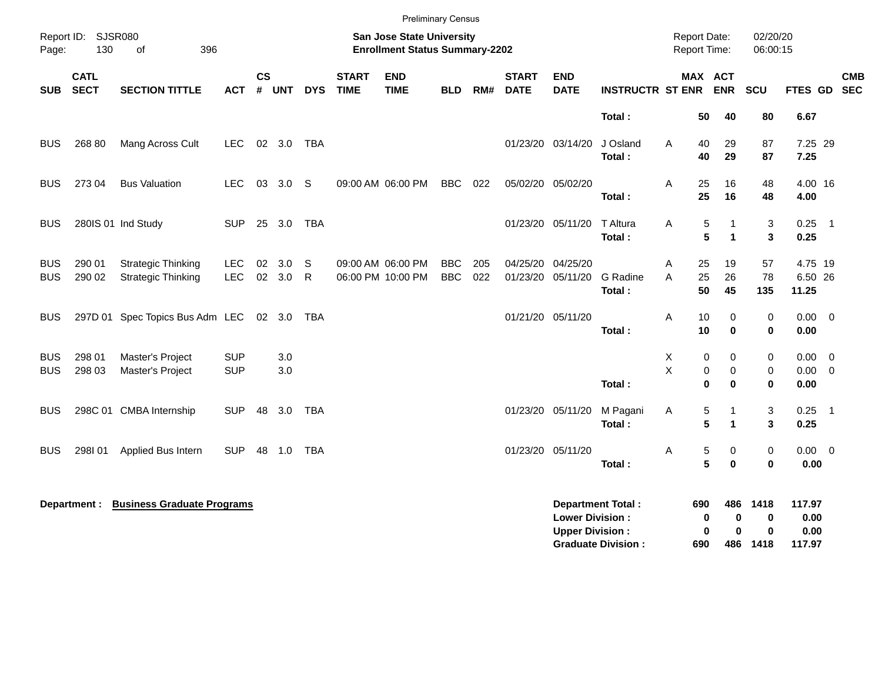Preliminary Census

Report ID: SJSR080
Page: 130 of 396

**San Jose State University**
**Enrollment Status Summary-2202**

Report Date: 02/20/20
Report Time: 06:00:15

| SUB | CATL SECT | SECTION TITTLE | ACT | CS # | UNT | DYS | START TIME | END TIME | BLD | RM# | START DATE | END DATE | INSTRUCTR | ST | MAX ENR | ACT ENR | SCU | FTES | GD | CMB SEC |
|---|---|---|---|---|---|---|---|---|---|---|---|---|---|---|---|---|---|---|---|---|
| | | | | | | | | | | | | | **Total :** | | **50** | **40** | **80** | **6.67** | | |
| BUS | 268 80 | Mang Across Cult | LEC | 02 | 3.0 | TBA | | | | | 01/23/20 | 03/14/20 | J Osland | A | 40 | 29 | 87 | 7.25 | 29 | |
| | | | | | | | | | | | | | **Total :** | | **40** | **29** | **87** | **7.25** | | |
| BUS | 273 04 | Bus Valuation | LEC | 03 | 3.0 | S | 09:00 AM | 06:00 PM | BBC | 022 | 05/02/20 | 05/02/20 | | A | 25 | 16 | 48 | 4.00 | 16 | |
| | | | | | | | | | | | | | **Total :** | | **25** | **16** | **48** | **4.00** | | |
| BUS | 280IS 01 | Ind Study | SUP | 25 | 3.0 | TBA | | | | | 01/23/20 | 05/11/20 | T Altura | A | 5 | 1 | 3 | 0.25 | 1 | |
| | | | | | | | | | | | | | **Total :** | | **5** | **1** | **3** | **0.25** | | |
| BUS | 290 01 | Strategic Thinking | LEC | 02 | 3.0 | S | 09:00 AM | 06:00 PM | BBC | 205 | 04/25/20 | 04/25/20 | | A | 25 | 19 | 57 | 4.75 | 19 | |
| BUS | 290 02 | Strategic Thinking | LEC | 02 | 3.0 | R | 06:00 PM | 10:00 PM | BBC | 022 | 01/23/20 | 05/11/20 | G Radine | A | 25 | 26 | 78 | 6.50 | 26 | |
| | | | | | | | | | | | | | **Total :** | | **50** | **45** | **135** | **11.25** | | |
| BUS | 297D 01 | Spec Topics Bus Adm | LEC | 02 | 3.0 | TBA | | | | | 01/21/20 | 05/11/20 | | A | 10 | 0 | 0 | 0.00 | 0 | |
| | | | | | | | | | | | | | **Total :** | | **10** | **0** | **0** | **0.00** | | |
| BUS | 298 01 | Master's Project | SUP | | 3.0 | | | | | | | | | X | 0 | 0 | 0 | 0.00 | 0 | |
| BUS | 298 03 | Master's Project | SUP | | 3.0 | | | | | | | | | X | 0 | 0 | 0 | 0.00 | 0 | |
| | | | | | | | | | | | | | **Total :** | | **0** | **0** | **0** | **0.00** | | |
| BUS | 298C 01 | CMBA Internship | SUP | 48 | 3.0 | TBA | | | | | 01/23/20 | 05/11/20 | M Pagani | A | 5 | 1 | 3 | 0.25 | 1 | |
| | | | | | | | | | | | | | **Total :** | | **5** | **1** | **3** | **0.25** | | |
| BUS | 298I 01 | Applied Bus Intern | SUP | 48 | 1.0 | TBA | | | | | 01/23/20 | 05/11/20 | | A | 5 | 0 | 0 | 0.00 | 0 | |
| | | | | | | | | | | | | | **Total :** | | **5** | **0** | **0** | **0.00** | | |

**Department :** **Business Graduate Programs**

| | MAX ENR | ACT ENR | SCU | FTES |
|---|---|---|---|---|
| **Department Total :** | **690** | **486** | **1418** | **117.97** |
| **Lower Division :** | **0** | **0** | **0** | **0.00** |
| **Upper Division :** | **0** | **0** | **0** | **0.00** |
| **Graduate Division :** | **690** | **486** | **1418** | **117.97** |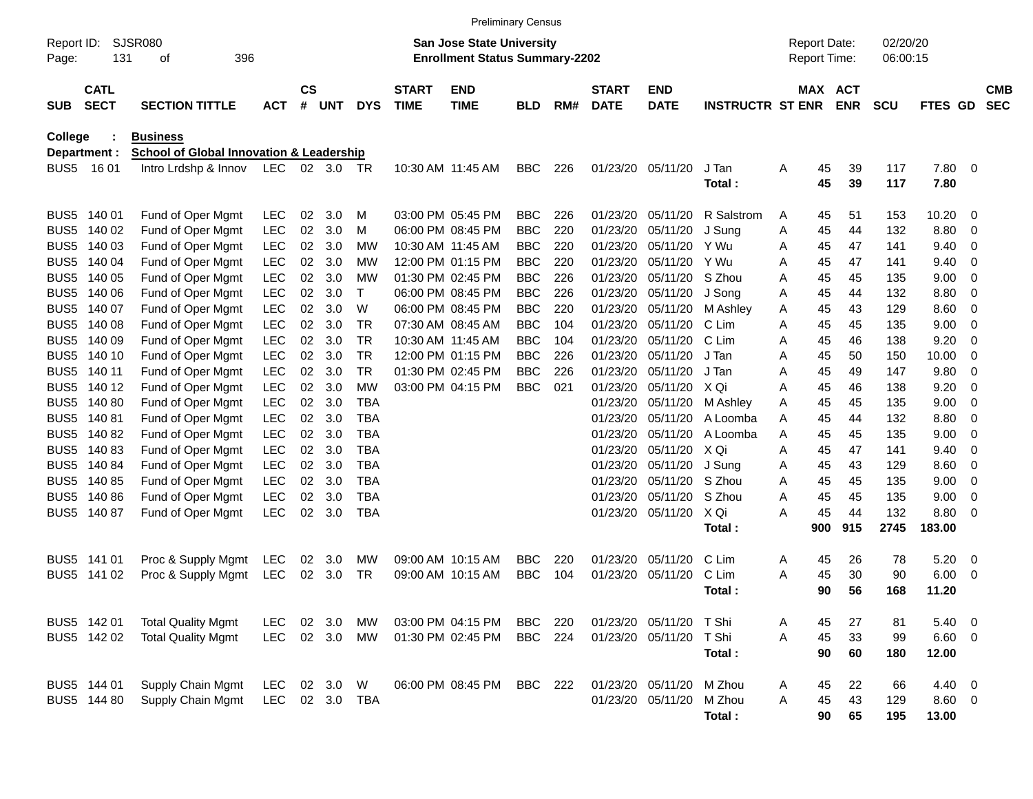Preliminary Census

Report ID: SJSR080
Page: 131 of 396

**San Jose State University**
**Enrollment Status Summary-2202**

Report Date: 02/20/20
Report Time: 06:00:15

**College : Business**
**Department : School of Global Innovation & Leadership**

| SUB | CATL SECT | SECTION TITTLE | ACT | CS # | UNT | DYS | START TIME | END TIME | BLD | RM# | START DATE | END DATE | INSTRUCTR | ST | MAX ENR | ACT ENR | SCU | FTES | GD | CMB SEC |
|---|---|---|---|---|---|---|---|---|---|---|---|---|---|---|---|---|---|---|---|---|
| BUS5 | 16 01 | Intro Lrdshp & Innov | LEC | 02 | 3.0 | TR | 10:30 AM | 11:45 AM | BBC | 226 | 01/23/20 | 05/11/20 | J Tan | A | 45 | 39 | 117 | 7.80 | 0 | |
| | | | | | | | | | | | | | **Total :** | | **45** | **39** | **117** | **7.80** | | |
| BUS5 | 140 01 | Fund of Oper Mgmt | LEC | 02 | 3.0 | M | 03:00 PM | 05:45 PM | BBC | 226 | 01/23/20 | 05/11/20 | R Salstrom | A | 45 | 51 | 153 | 10.20 | 0 | |
| BUS5 | 140 02 | Fund of Oper Mgmt | LEC | 02 | 3.0 | M | 06:00 PM | 08:45 PM | BBC | 220 | 01/23/20 | 05/11/20 | J Sung | A | 45 | 44 | 132 | 8.80 | 0 | |
| BUS5 | 140 03 | Fund of Oper Mgmt | LEC | 02 | 3.0 | MW | 10:30 AM | 11:45 AM | BBC | 220 | 01/23/20 | 05/11/20 | Y Wu | A | 45 | 47 | 141 | 9.40 | 0 | |
| BUS5 | 140 04 | Fund of Oper Mgmt | LEC | 02 | 3.0 | MW | 12:00 PM | 01:15 PM | BBC | 220 | 01/23/20 | 05/11/20 | Y Wu | A | 45 | 47 | 141 | 9.40 | 0 | |
| BUS5 | 140 05 | Fund of Oper Mgmt | LEC | 02 | 3.0 | MW | 01:30 PM | 02:45 PM | BBC | 226 | 01/23/20 | 05/11/20 | S Zhou | A | 45 | 45 | 135 | 9.00 | 0 | |
| BUS5 | 140 06 | Fund of Oper Mgmt | LEC | 02 | 3.0 | T | 06:00 PM | 08:45 PM | BBC | 226 | 01/23/20 | 05/11/20 | J Song | A | 45 | 44 | 132 | 8.80 | 0 | |
| BUS5 | 140 07 | Fund of Oper Mgmt | LEC | 02 | 3.0 | W | 06:00 PM | 08:45 PM | BBC | 220 | 01/23/20 | 05/11/20 | M Ashley | A | 45 | 43 | 129 | 8.60 | 0 | |
| BUS5 | 140 08 | Fund of Oper Mgmt | LEC | 02 | 3.0 | TR | 07:30 AM | 08:45 AM | BBC | 104 | 01/23/20 | 05/11/20 | C Lim | A | 45 | 45 | 135 | 9.00 | 0 | |
| BUS5 | 140 09 | Fund of Oper Mgmt | LEC | 02 | 3.0 | TR | 10:30 AM | 11:45 AM | BBC | 104 | 01/23/20 | 05/11/20 | C Lim | A | 45 | 46 | 138 | 9.20 | 0 | |
| BUS5 | 140 10 | Fund of Oper Mgmt | LEC | 02 | 3.0 | TR | 12:00 PM | 01:15 PM | BBC | 226 | 01/23/20 | 05/11/20 | J Tan | A | 45 | 50 | 150 | 10.00 | 0 | |
| BUS5 | 140 11 | Fund of Oper Mgmt | LEC | 02 | 3.0 | TR | 01:30 PM | 02:45 PM | BBC | 226 | 01/23/20 | 05/11/20 | J Tan | A | 45 | 49 | 147 | 9.80 | 0 | |
| BUS5 | 140 12 | Fund of Oper Mgmt | LEC | 02 | 3.0 | MW | 03:00 PM | 04:15 PM | BBC | 021 | 01/23/20 | 05/11/20 | X Qi | A | 45 | 46 | 138 | 9.20 | 0 | |
| BUS5 | 140 80 | Fund of Oper Mgmt | LEC | 02 | 3.0 | TBA | | | | | 01/23/20 | 05/11/20 | M Ashley | A | 45 | 45 | 135 | 9.00 | 0 | |
| BUS5 | 140 81 | Fund of Oper Mgmt | LEC | 02 | 3.0 | TBA | | | | | 01/23/20 | 05/11/20 | A Loomba | A | 45 | 44 | 132 | 8.80 | 0 | |
| BUS5 | 140 82 | Fund of Oper Mgmt | LEC | 02 | 3.0 | TBA | | | | | 01/23/20 | 05/11/20 | A Loomba | A | 45 | 45 | 135 | 9.00 | 0 | |
| BUS5 | 140 83 | Fund of Oper Mgmt | LEC | 02 | 3.0 | TBA | | | | | 01/23/20 | 05/11/20 | X Qi | A | 45 | 47 | 141 | 9.40 | 0 | |
| BUS5 | 140 84 | Fund of Oper Mgmt | LEC | 02 | 3.0 | TBA | | | | | 01/23/20 | 05/11/20 | J Sung | A | 45 | 43 | 129 | 8.60 | 0 | |
| BUS5 | 140 85 | Fund of Oper Mgmt | LEC | 02 | 3.0 | TBA | | | | | 01/23/20 | 05/11/20 | S Zhou | A | 45 | 45 | 135 | 9.00 | 0 | |
| BUS5 | 140 86 | Fund of Oper Mgmt | LEC | 02 | 3.0 | TBA | | | | | 01/23/20 | 05/11/20 | S Zhou | A | 45 | 45 | 135 | 9.00 | 0 | |
| BUS5 | 140 87 | Fund of Oper Mgmt | LEC | 02 | 3.0 | TBA | | | | | 01/23/20 | 05/11/20 | X Qi | A | 45 | 44 | 132 | 8.80 | 0 | |
| | | | | | | | | | | | | | **Total :** | | **900** | **915** | **2745** | **183.00** | | |
| BUS5 | 141 01 | Proc & Supply Mgmt | LEC | 02 | 3.0 | MW | 09:00 AM | 10:15 AM | BBC | 220 | 01/23/20 | 05/11/20 | C Lim | A | 45 | 26 | 78 | 5.20 | 0 | |
| BUS5 | 141 02 | Proc & Supply Mgmt | LEC | 02 | 3.0 | TR | 09:00 AM | 10:15 AM | BBC | 104 | 01/23/20 | 05/11/20 | C Lim | A | 45 | 30 | 90 | 6.00 | 0 | |
| | | | | | | | | | | | | | **Total :** | | **90** | **56** | **168** | **11.20** | | |
| BUS5 | 142 01 | Total Quality Mgmt | LEC | 02 | 3.0 | MW | 03:00 PM | 04:15 PM | BBC | 220 | 01/23/20 | 05/11/20 | T Shi | A | 45 | 27 | 81 | 5.40 | 0 | |
| BUS5 | 142 02 | Total Quality Mgmt | LEC | 02 | 3.0 | MW | 01:30 PM | 02:45 PM | BBC | 224 | 01/23/20 | 05/11/20 | T Shi | A | 45 | 33 | 99 | 6.60 | 0 | |
| | | | | | | | | | | | | | **Total :** | | **90** | **60** | **180** | **12.00** | | |
| BUS5 | 144 01 | Supply Chain Mgmt | LEC | 02 | 3.0 | W | 06:00 PM | 08:45 PM | BBC | 222 | 01/23/20 | 05/11/20 | M Zhou | A | 45 | 22 | 66 | 4.40 | 0 | |
| BUS5 | 144 80 | Supply Chain Mgmt | LEC | 02 | 3.0 | TBA | | | | | 01/23/20 | 05/11/20 | M Zhou | A | 45 | 43 | 129 | 8.60 | 0 | |
| | | | | | | | | | | | | | **Total :** | | **90** | **65** | **195** | **13.00** | | |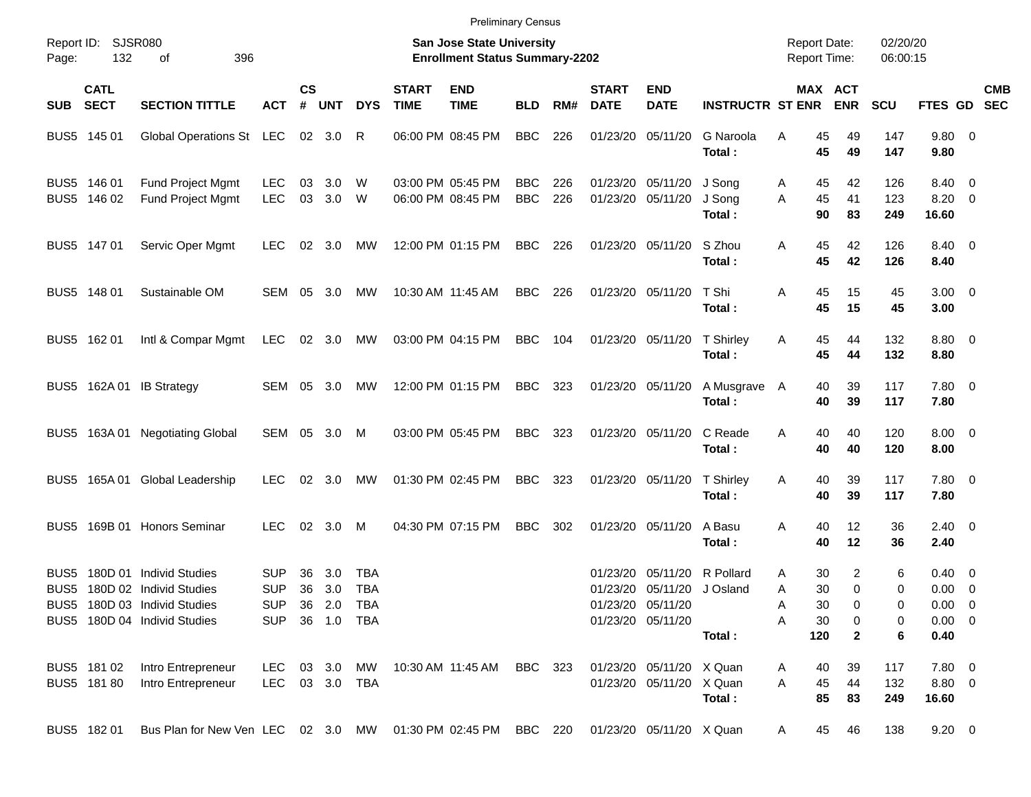Preliminary Census

Report ID: SJSR080

**San Jose State University**
**Enrollment Status Summary-2202**

Report Date: 02/20/20
Report Time: 06:00:15

| SUB | CATL SECT | SECTION TITTLE | ACT | CS # | UNT | DYS | START TIME | END TIME | BLD | RM# | START DATE | END DATE | INSTRUCTR | ST | MAX ENR | ACT ENR | SCU | FTES | GD | CMB SEC |
|---|---|---|---|---|---|---|---|---|---|---|---|---|---|---|---|---|---|---|---|---|
| BUS5 | 145 01 | Global Operations St | LEC | 02 | 3.0 | R | 06:00 PM | 08:45 PM | BBC | 226 | 01/23/20 | 05/11/20 | G Naroola | A | 45 | 49 | 147 | 9.80 | 0 | |
| | | | | | | | | | | | | | **Total :** | | **45** | **49** | **147** | **9.80** | | |
| BUS5 | 146 01 | Fund Project Mgmt | LEC | 03 | 3.0 | W | 03:00 PM | 05:45 PM | BBC | 226 | 01/23/20 | 05/11/20 | J Song | A | 45 | 42 | 126 | 8.40 | 0 | |
| BUS5 | 146 02 | Fund Project Mgmt | LEC | 03 | 3.0 | W | 06:00 PM | 08:45 PM | BBC | 226 | 01/23/20 | 05/11/20 | J Song | A | 45 | 41 | 123 | 8.20 | 0 | |
| | | | | | | | | | | | | | **Total :** | | **90** | **83** | **249** | **16.60** | | |
| BUS5 | 147 01 | Servic Oper Mgmt | LEC | 02 | 3.0 | MW | 12:00 PM | 01:15 PM | BBC | 226 | 01/23/20 | 05/11/20 | S Zhou | A | 45 | 42 | 126 | 8.40 | 0 | |
| | | | | | | | | | | | | | **Total :** | | **45** | **42** | **126** | **8.40** | | |
| BUS5 | 148 01 | Sustainable OM | SEM | 05 | 3.0 | MW | 10:30 AM | 11:45 AM | BBC | 226 | 01/23/20 | 05/11/20 | T Shi | A | 45 | 15 | 45 | 3.00 | 0 | |
| | | | | | | | | | | | | | **Total :** | | **45** | **15** | **45** | **3.00** | | |
| BUS5 | 162 01 | Intl & Compar Mgmt | LEC | 02 | 3.0 | MW | 03:00 PM | 04:15 PM | BBC | 104 | 01/23/20 | 05/11/20 | T Shirley | A | 45 | 44 | 132 | 8.80 | 0 | |
| | | | | | | | | | | | | | **Total :** | | **45** | **44** | **132** | **8.80** | | |
| BUS5 | 162A 01 | IB Strategy | SEM | 05 | 3.0 | MW | 12:00 PM | 01:15 PM | BBC | 323 | 01/23/20 | 05/11/20 | A Musgrave | A | 40 | 39 | 117 | 7.80 | 0 | |
| | | | | | | | | | | | | | **Total :** | | **40** | **39** | **117** | **7.80** | | |
| BUS5 | 163A 01 | Negotiating Global | SEM | 05 | 3.0 | M | 03:00 PM | 05:45 PM | BBC | 323 | 01/23/20 | 05/11/20 | C Reade | A | 40 | 40 | 120 | 8.00 | 0 | |
| | | | | | | | | | | | | | **Total :** | | **40** | **40** | **120** | **8.00** | | |
| BUS5 | 165A 01 | Global Leadership | LEC | 02 | 3.0 | MW | 01:30 PM | 02:45 PM | BBC | 323 | 01/23/20 | 05/11/20 | T Shirley | A | 40 | 39 | 117 | 7.80 | 0 | |
| | | | | | | | | | | | | | **Total :** | | **40** | **39** | **117** | **7.80** | | |
| BUS5 | 169B 01 | Honors Seminar | LEC | 02 | 3.0 | M | 04:30 PM | 07:15 PM | BBC | 302 | 01/23/20 | 05/11/20 | A Basu | A | 40 | 12 | 36 | 2.40 | 0 | |
| | | | | | | | | | | | | | **Total :** | | **40** | **12** | **36** | **2.40** | | |
| BUS5 | 180D 01 | Individ Studies | SUP | 36 | 3.0 | TBA | | | | | 01/23/20 | 05/11/20 | R Pollard | A | 30 | 2 | 6 | 0.40 | 0 | |
| BUS5 | 180D 02 | Individ Studies | SUP | 36 | 3.0 | TBA | | | | | 01/23/20 | 05/11/20 | J Osland | A | 30 | 0 | 0 | 0.00 | 0 | |
| BUS5 | 180D 03 | Individ Studies | SUP | 36 | 2.0 | TBA | | | | | 01/23/20 | 05/11/20 | | A | 30 | 0 | 0 | 0.00 | 0 | |
| BUS5 | 180D 04 | Individ Studies | SUP | 36 | 1.0 | TBA | | | | | 01/23/20 | 05/11/20 | | A | 30 | 0 | 0 | 0.00 | 0 | |
| | | | | | | | | | | | | | **Total :** | | **120** | **2** | **6** | **0.40** | | |
| BUS5 | 181 02 | Intro Entrepreneur | LEC | 03 | 3.0 | MW | 10:30 AM | 11:45 AM | BBC | 323 | 01/23/20 | 05/11/20 | X Quan | A | 40 | 39 | 117 | 7.80 | 0 | |
| BUS5 | 181 80 | Intro Entrepreneur | LEC | 03 | 3.0 | TBA | | | | | 01/23/20 | 05/11/20 | X Quan | A | 45 | 44 | 132 | 8.80 | 0 | |
| | | | | | | | | | | | | | **Total :** | | **85** | **83** | **249** | **16.60** | | |
| BUS5 | 182 01 | Bus Plan for New Ven | LEC | 02 | 3.0 | MW | 01:30 PM | 02:45 PM | BBC | 220 | 01/23/20 | 05/11/20 | X Quan | A | 45 | 46 | 138 | 9.20 | 0 | |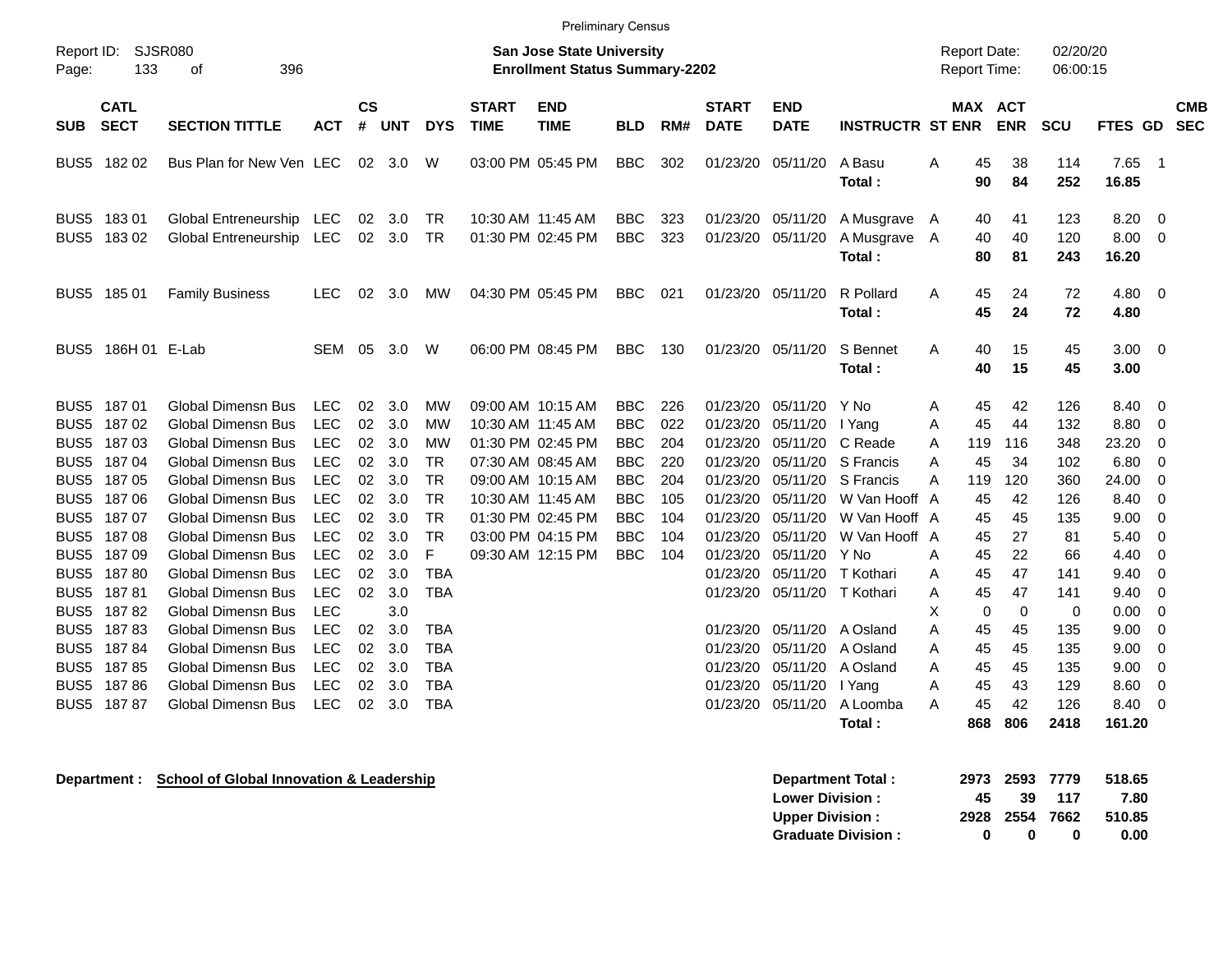Preliminary Census

Report ID: SJSR080
Page: 133 of 396

**San Jose State University**
**Enrollment Status Summary-2202**

Report Date: 02/20/20
Report Time: 06:00:15

| SUB | CATL SECT | SECTION TITTLE | ACT | CS # | UNT | DYS | START TIME | END TIME | BLD | RM# | START DATE | END DATE | INSTRUCTR | ST | MAX ENR | ACT ENR | SCU | FTES | GD | CMB SEC |
|---|---|---|---|---|---|---|---|---|---|---|---|---|---|---|---|---|---|---|---|---|
| BUS5 | 182 02 | Bus Plan for New Ven | LEC | 02 | 3.0 | W | 03:00 PM | 05:45 PM | BBC | 302 | 01/23/20 | 05/11/20 | A Basu | A | 45 | 38 | 114 | 7.65 | 1 | |
| | | | | | | | | | | | | | **Total :** | | **90** | **84** | **252** | **16.85** | | |
| BUS5 | 183 01 | Global Entreneurship | LEC | 02 | 3.0 | TR | 10:30 AM | 11:45 AM | BBC | 323 | 01/23/20 | 05/11/20 | A Musgrave | A | 40 | 41 | 123 | 8.20 | 0 | |
| BUS5 | 183 02 | Global Entreneurship | LEC | 02 | 3.0 | TR | 01:30 PM | 02:45 PM | BBC | 323 | 01/23/20 | 05/11/20 | A Musgrave | A | 40 | 40 | 120 | 8.00 | 0 | |
| | | | | | | | | | | | | | **Total :** | | **80** | **81** | **243** | **16.20** | | |
| BUS5 | 185 01 | Family Business | LEC | 02 | 3.0 | MW | 04:30 PM | 05:45 PM | BBC | 021 | 01/23/20 | 05/11/20 | R Pollard | A | 45 | 24 | 72 | 4.80 | 0 | |
| | | | | | | | | | | | | | **Total :** | | **45** | **24** | **72** | **4.80** | | |
| BUS5 | 186H 01 | E-Lab | SEM | 05 | 3.0 | W | 06:00 PM | 08:45 PM | BBC | 130 | 01/23/20 | 05/11/20 | S Bennet | A | 40 | 15 | 45 | 3.00 | 0 | |
| | | | | | | | | | | | | | **Total :** | | **40** | **15** | **45** | **3.00** | | |
| BUS5 | 187 01 | Global Dimensn Bus | LEC | 02 | 3.0 | MW | 09:00 AM | 10:15 AM | BBC | 226 | 01/23/20 | 05/11/20 | Y No | A | 45 | 42 | 126 | 8.40 | 0 | |
| BUS5 | 187 02 | Global Dimensn Bus | LEC | 02 | 3.0 | MW | 10:30 AM | 11:45 AM | BBC | 022 | 01/23/20 | 05/11/20 | I Yang | A | 45 | 44 | 132 | 8.80 | 0 | |
| BUS5 | 187 03 | Global Dimensn Bus | LEC | 02 | 3.0 | MW | 01:30 PM | 02:45 PM | BBC | 204 | 01/23/20 | 05/11/20 | C Reade | A | 119 | 116 | 348 | 23.20 | 0 | |
| BUS5 | 187 04 | Global Dimensn Bus | LEC | 02 | 3.0 | TR | 07:30 AM | 08:45 AM | BBC | 220 | 01/23/20 | 05/11/20 | S Francis | A | 45 | 34 | 102 | 6.80 | 0 | |
| BUS5 | 187 05 | Global Dimensn Bus | LEC | 02 | 3.0 | TR | 09:00 AM | 10:15 AM | BBC | 204 | 01/23/20 | 05/11/20 | S Francis | A | 119 | 120 | 360 | 24.00 | 0 | |
| BUS5 | 187 06 | Global Dimensn Bus | LEC | 02 | 3.0 | TR | 10:30 AM | 11:45 AM | BBC | 105 | 01/23/20 | 05/11/20 | W Van Hooff | A | 45 | 42 | 126 | 8.40 | 0 | |
| BUS5 | 187 07 | Global Dimensn Bus | LEC | 02 | 3.0 | TR | 01:30 PM | 02:45 PM | BBC | 104 | 01/23/20 | 05/11/20 | W Van Hooff | A | 45 | 45 | 135 | 9.00 | 0 | |
| BUS5 | 187 08 | Global Dimensn Bus | LEC | 02 | 3.0 | TR | 03:00 PM | 04:15 PM | BBC | 104 | 01/23/20 | 05/11/20 | W Van Hooff | A | 45 | 27 | 81 | 5.40 | 0 | |
| BUS5 | 187 09 | Global Dimensn Bus | LEC | 02 | 3.0 | F | 09:30 AM | 12:15 PM | BBC | 104 | 01/23/20 | 05/11/20 | Y No | A | 45 | 22 | 66 | 4.40 | 0 | |
| BUS5 | 187 80 | Global Dimensn Bus | LEC | 02 | 3.0 | TBA | | | | | 01/23/20 | 05/11/20 | T Kothari | A | 45 | 47 | 141 | 9.40 | 0 | |
| BUS5 | 187 81 | Global Dimensn Bus | LEC | 02 | 3.0 | TBA | | | | | 01/23/20 | 05/11/20 | T Kothari | A | 45 | 47 | 141 | 9.40 | 0 | |
| BUS5 | 187 82 | Global Dimensn Bus | LEC | | 3.0 | | | | | | | | | X | 0 | 0 | 0 | 0.00 | 0 | |
| BUS5 | 187 83 | Global Dimensn Bus | LEC | 02 | 3.0 | TBA | | | | | 01/23/20 | 05/11/20 | A Osland | A | 45 | 45 | 135 | 9.00 | 0 | |
| BUS5 | 187 84 | Global Dimensn Bus | LEC | 02 | 3.0 | TBA | | | | | 01/23/20 | 05/11/20 | A Osland | A | 45 | 45 | 135 | 9.00 | 0 | |
| BUS5 | 187 85 | Global Dimensn Bus | LEC | 02 | 3.0 | TBA | | | | | 01/23/20 | 05/11/20 | A Osland | A | 45 | 45 | 135 | 9.00 | 0 | |
| BUS5 | 187 86 | Global Dimensn Bus | LEC | 02 | 3.0 | TBA | | | | | 01/23/20 | 05/11/20 | I Yang | A | 45 | 43 | 129 | 8.60 | 0 | |
| BUS5 | 187 87 | Global Dimensn Bus | LEC | 02 | 3.0 | TBA | | | | | 01/23/20 | 05/11/20 | A Loomba | A | 45 | 42 | 126 | 8.40 | 0 | |
| | | | | | | | | | | | | | **Total :** | | **868** | **806** | **2418** | **161.20** | | |

**Department :** **School of Global Innovation & Leadership**

| | MAX ENR | ACT ENR | SCU | FTES |
|---|---|---|---|---|
| **Department Total :** | **2973** | **2593** | **7779** | **518.65** |
| **Lower Division :** | **45** | **39** | **117** | **7.80** |
| **Upper Division :** | **2928** | **2554** | **7662** | **510.85** |
| **Graduate Division :** | **0** | **0** | **0** | **0.00** |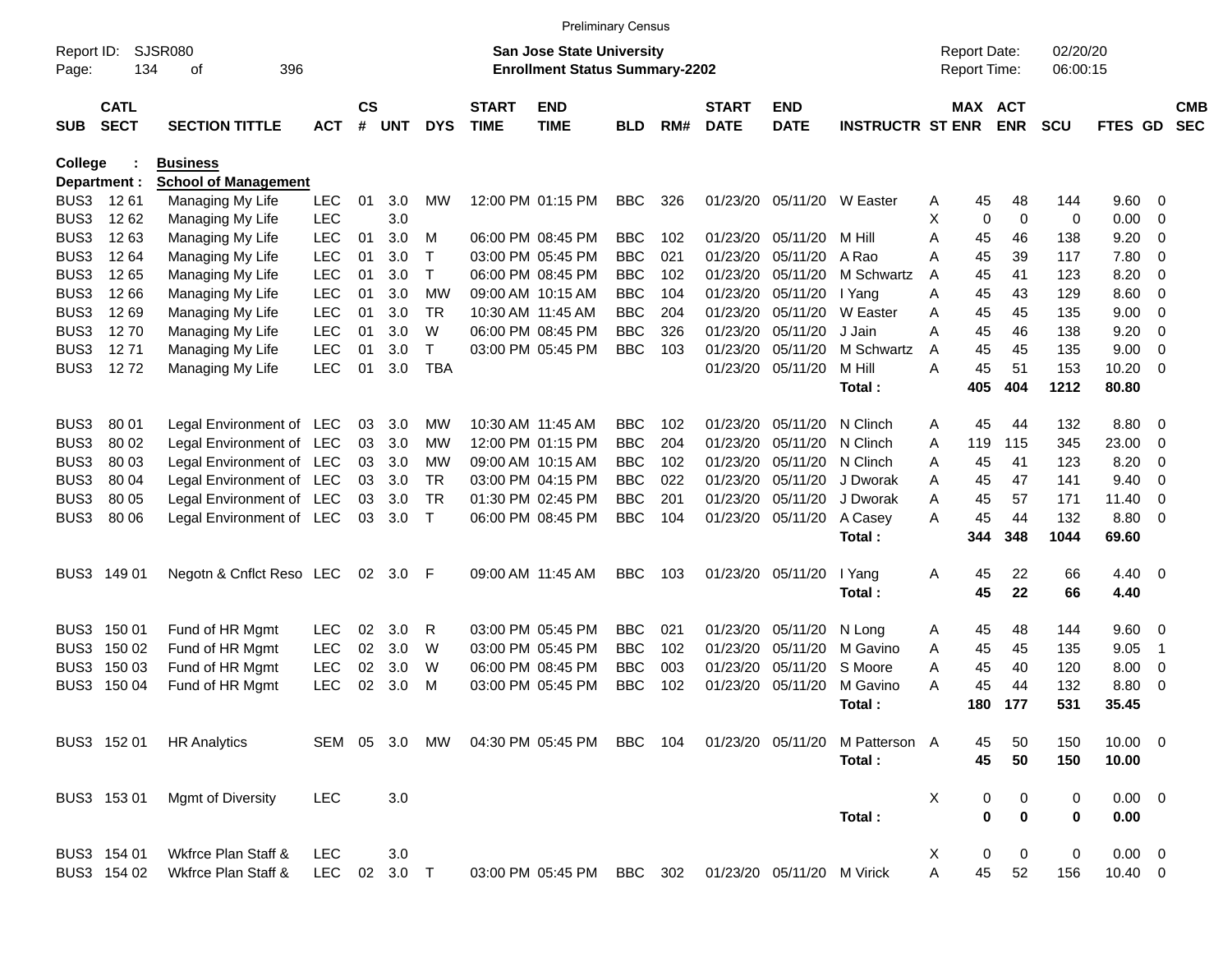Preliminary Census

Report ID: SJSR080
Page: 134 of 396

**San Jose State University**
**Enrollment Status Summary-2202**

Report Date: 02/20/20
Report Time: 06:00:15

**College : Business**
**Department : School of Management**

| SUB | CATL SECT | SECTION TITTLE | ACT | CS # | UNT | DYS | START TIME | END TIME | BLD | RM# | START DATE | END DATE | INSTRUCTR | ST | MAX ENR | ACT ENR | SCU | FTES | GD | CMB SEC |
|---|---|---|---|---|---|---|---|---|---|---|---|---|---|---|---|---|---|---|---|---|
| BUS3 | 12 61 | Managing My Life | LEC | 01 | 3.0 | MW | 12:00 PM | 01:15 PM | BBC | 326 | 01/23/20 | 05/11/20 | W Easter | A | 45 | 48 | 144 | 9.60 | 0 | |
| BUS3 | 12 62 | Managing My Life | LEC | | 3.0 | | | | | | | | | X | 0 | 0 | 0 | 0.00 | 0 | |
| BUS3 | 12 63 | Managing My Life | LEC | 01 | 3.0 | M | 06:00 PM | 08:45 PM | BBC | 102 | 01/23/20 | 05/11/20 | M Hill | A | 45 | 46 | 138 | 9.20 | 0 | |
| BUS3 | 12 64 | Managing My Life | LEC | 01 | 3.0 | T | 03:00 PM | 05:45 PM | BBC | 021 | 01/23/20 | 05/11/20 | A Rao | A | 45 | 39 | 117 | 7.80 | 0 | |
| BUS3 | 12 65 | Managing My Life | LEC | 01 | 3.0 | T | 06:00 PM | 08:45 PM | BBC | 102 | 01/23/20 | 05/11/20 | M Schwartz | A | 45 | 41 | 123 | 8.20 | 0 | |
| BUS3 | 12 66 | Managing My Life | LEC | 01 | 3.0 | MW | 09:00 AM | 10:15 AM | BBC | 104 | 01/23/20 | 05/11/20 | I Yang | A | 45 | 43 | 129 | 8.60 | 0 | |
| BUS3 | 12 69 | Managing My Life | LEC | 01 | 3.0 | TR | 10:30 AM | 11:45 AM | BBC | 204 | 01/23/20 | 05/11/20 | W Easter | A | 45 | 45 | 135 | 9.00 | 0 | |
| BUS3 | 12 70 | Managing My Life | LEC | 01 | 3.0 | W | 06:00 PM | 08:45 PM | BBC | 326 | 01/23/20 | 05/11/20 | J Jain | A | 45 | 46 | 138 | 9.20 | 0 | |
| BUS3 | 12 71 | Managing My Life | LEC | 01 | 3.0 | T | 03:00 PM | 05:45 PM | BBC | 103 | 01/23/20 | 05/11/20 | M Schwartz | A | 45 | 45 | 135 | 9.00 | 0 | |
| BUS3 | 12 72 | Managing My Life | LEC | 01 | 3.0 | TBA | | | | | 01/23/20 | 05/11/20 | M Hill | A | 45 | 51 | 153 | 10.20 | 0 | |
| | | | | | | | | | | | | | **Total :** | | **405** | **404** | **1212** | **80.80** | | |
| BUS3 | 80 01 | Legal Environment of | LEC | 03 | 3.0 | MW | 10:30 AM | 11:45 AM | BBC | 102 | 01/23/20 | 05/11/20 | N Clinch | A | 45 | 44 | 132 | 8.80 | 0 | |
| BUS3 | 80 02 | Legal Environment of | LEC | 03 | 3.0 | MW | 12:00 PM | 01:15 PM | BBC | 204 | 01/23/20 | 05/11/20 | N Clinch | A | 119 | 115 | 345 | 23.00 | 0 | |
| BUS3 | 80 03 | Legal Environment of | LEC | 03 | 3.0 | MW | 09:00 AM | 10:15 AM | BBC | 102 | 01/23/20 | 05/11/20 | N Clinch | A | 45 | 41 | 123 | 8.20 | 0 | |
| BUS3 | 80 04 | Legal Environment of | LEC | 03 | 3.0 | TR | 03:00 PM | 04:15 PM | BBC | 022 | 01/23/20 | 05/11/20 | J Dworak | A | 45 | 47 | 141 | 9.40 | 0 | |
| BUS3 | 80 05 | Legal Environment of | LEC | 03 | 3.0 | TR | 01:30 PM | 02:45 PM | BBC | 201 | 01/23/20 | 05/11/20 | J Dworak | A | 45 | 57 | 171 | 11.40 | 0 | |
| BUS3 | 80 06 | Legal Environment of | LEC | 03 | 3.0 | T | 06:00 PM | 08:45 PM | BBC | 104 | 01/23/20 | 05/11/20 | A Casey | A | 45 | 44 | 132 | 8.80 | 0 | |
| | | | | | | | | | | | | | **Total :** | | **344** | **348** | **1044** | **69.60** | | |
| BUS3 | 149 01 | Negotn & Cnflct Reso | LEC | 02 | 3.0 | F | 09:00 AM | 11:45 AM | BBC | 103 | 01/23/20 | 05/11/20 | I Yang | A | 45 | 22 | 66 | 4.40 | 0 | |
| | | | | | | | | | | | | | **Total :** | | **45** | **22** | **66** | **4.40** | | |
| BUS3 | 150 01 | Fund of HR Mgmt | LEC | 02 | 3.0 | R | 03:00 PM | 05:45 PM | BBC | 021 | 01/23/20 | 05/11/20 | N Long | A | 45 | 48 | 144 | 9.60 | 0 | |
| BUS3 | 150 02 | Fund of HR Mgmt | LEC | 02 | 3.0 | W | 03:00 PM | 05:45 PM | BBC | 102 | 01/23/20 | 05/11/20 | M Gavino | A | 45 | 45 | 135 | 9.05 | 1 | |
| BUS3 | 150 03 | Fund of HR Mgmt | LEC | 02 | 3.0 | W | 06:00 PM | 08:45 PM | BBC | 003 | 01/23/20 | 05/11/20 | S Moore | A | 45 | 40 | 120 | 8.00 | 0 | |
| BUS3 | 150 04 | Fund of HR Mgmt | LEC | 02 | 3.0 | M | 03:00 PM | 05:45 PM | BBC | 102 | 01/23/20 | 05/11/20 | M Gavino | A | 45 | 44 | 132 | 8.80 | 0 | |
| | | | | | | | | | | | | | **Total :** | | **180** | **177** | **531** | **35.45** | | |
| BUS3 | 152 01 | HR Analytics | SEM | 05 | 3.0 | MW | 04:30 PM | 05:45 PM | BBC | 104 | 01/23/20 | 05/11/20 | M Patterson | A | 45 | 50 | 150 | 10.00 | 0 | |
| | | | | | | | | | | | | | **Total :** | | **45** | **50** | **150** | **10.00** | | |
| BUS3 | 153 01 | Mgmt of Diversity | LEC | | 3.0 | | | | | | | | | X | 0 | 0 | 0 | 0.00 | 0 | |
| | | | | | | | | | | | | | **Total :** | | **0** | **0** | **0** | **0.00** | | |
| BUS3 | 154 01 | Wkfrce Plan Staff & | LEC | | 3.0 | | | | | | | | | X | 0 | 0 | 0 | 0.00 | 0 | |
| BUS3 | 154 02 | Wkfrce Plan Staff & | LEC | 02 | 3.0 | T | 03:00 PM | 05:45 PM | BBC | 302 | 01/23/20 | 05/11/20 | M Virick | A | 45 | 52 | 156 | 10.40 | 0 | |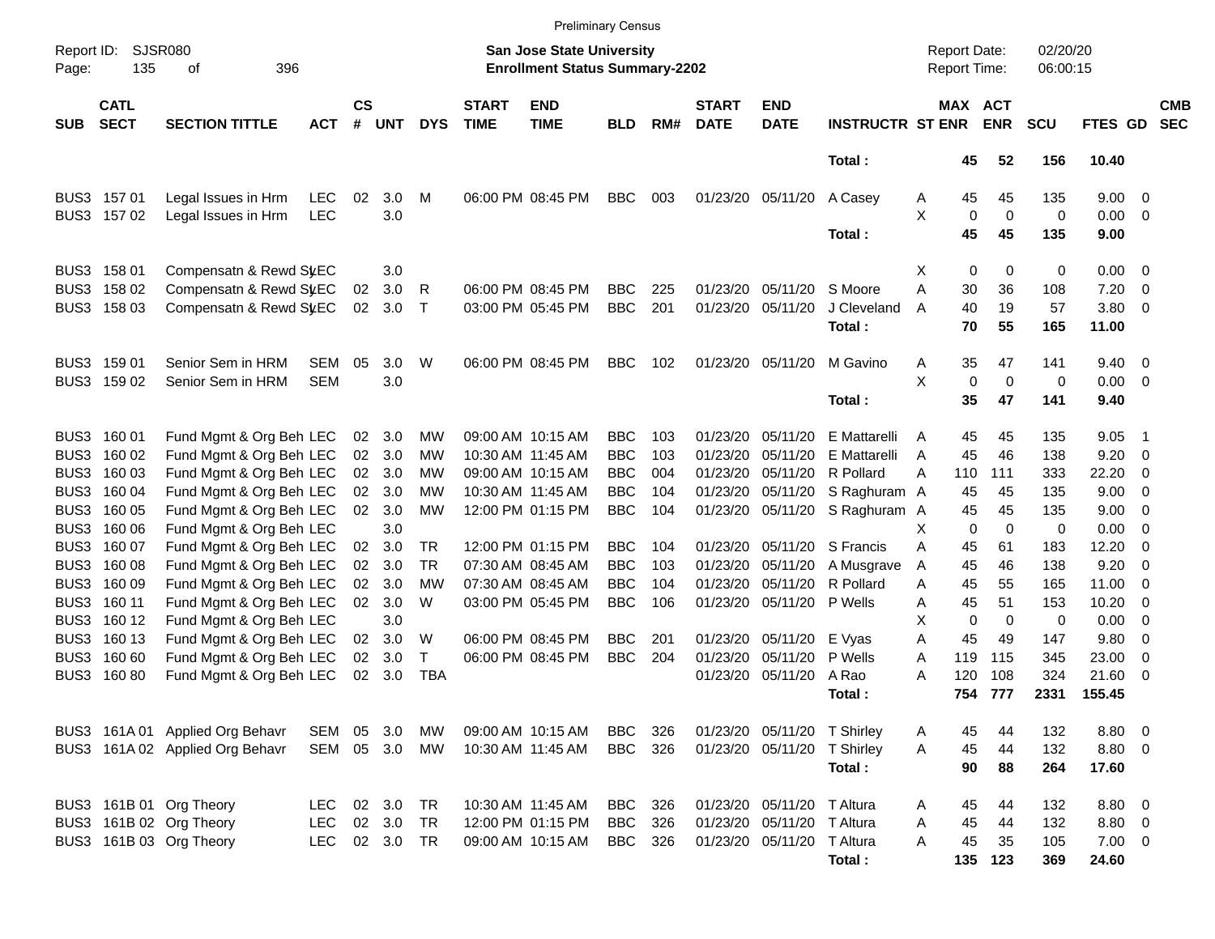Preliminary Census

Report ID: SJSR080
Page: 135 of 396

**San Jose State University**
**Enrollment Status Summary-2202**

Report Date: 02/20/20
Report Time: 06:00:15

| SUB | CATL SECT | SECTION TITTLE | ACT | CS # | UNT | DYS | START TIME | END TIME | BLD | RM# | START DATE | END DATE | INSTRUCTR | ST | MAX ENR | ACT ENR | SCU | FTES | GD | CMB SEC |
|---|---|---|---|---|---|---|---|---|---|---|---|---|---|---|---|---|---|---|---|---|
| | | | | | | | | | | | | | **Total :** | | **45** | **52** | **156** | **10.40** | | |
| BUS3 | 157 01 | Legal Issues in Hrm | LEC | 02 | 3.0 | M | 06:00 PM | 08:45 PM | BBC | 003 | 01/23/20 | 05/11/20 | A Casey | A | 45 | 45 | 135 | 9.00 | 0 | |
| BUS3 | 157 02 | Legal Issues in Hrm | LEC | | 3.0 | | | | | | | | | X | 0 | 0 | 0 | 0.00 | 0 | |
| | | | | | | | | | | | | | **Total :** | | **45** | **45** | **135** | **9.00** | | |
| BUS3 | 158 01 | Compensatn & Rewd Sys | LEC | | 3.0 | | | | | | | | | X | 0 | 0 | 0 | 0.00 | 0 | |
| BUS3 | 158 02 | Compensatn & Rewd Sys | LEC | 02 | 3.0 | R | 06:00 PM | 08:45 PM | BBC | 225 | 01/23/20 | 05/11/20 | S Moore | A | 30 | 36 | 108 | 7.20 | 0 | |
| BUS3 | 158 03 | Compensatn & Rewd Sys | LEC | 02 | 3.0 | T | 03:00 PM | 05:45 PM | BBC | 201 | 01/23/20 | 05/11/20 | J Cleveland | A | 40 | 19 | 57 | 3.80 | 0 | |
| | | | | | | | | | | | | | **Total :** | | **70** | **55** | **165** | **11.00** | | |
| BUS3 | 159 01 | Senior Sem in HRM | SEM | 05 | 3.0 | W | 06:00 PM | 08:45 PM | BBC | 102 | 01/23/20 | 05/11/20 | M Gavino | A | 35 | 47 | 141 | 9.40 | 0 | |
| BUS3 | 159 02 | Senior Sem in HRM | SEM | | 3.0 | | | | | | | | | X | 0 | 0 | 0 | 0.00 | 0 | |
| | | | | | | | | | | | | | **Total :** | | **35** | **47** | **141** | **9.40** | | |
| BUS3 | 160 01 | Fund Mgmt & Org Beh | LEC | 02 | 3.0 | MW | 09:00 AM | 10:15 AM | BBC | 103 | 01/23/20 | 05/11/20 | E Mattarelli | A | 45 | 45 | 135 | 9.05 | 1 | |
| BUS3 | 160 02 | Fund Mgmt & Org Beh | LEC | 02 | 3.0 | MW | 10:30 AM | 11:45 AM | BBC | 103 | 01/23/20 | 05/11/20 | E Mattarelli | A | 45 | 46 | 138 | 9.20 | 0 | |
| BUS3 | 160 03 | Fund Mgmt & Org Beh | LEC | 02 | 3.0 | MW | 09:00 AM | 10:15 AM | BBC | 004 | 01/23/20 | 05/11/20 | R Pollard | A | 110 | 111 | 333 | 22.20 | 0 | |
| BUS3 | 160 04 | Fund Mgmt & Org Beh | LEC | 02 | 3.0 | MW | 10:30 AM | 11:45 AM | BBC | 104 | 01/23/20 | 05/11/20 | S Raghuram | A | 45 | 45 | 135 | 9.00 | 0 | |
| BUS3 | 160 05 | Fund Mgmt & Org Beh | LEC | 02 | 3.0 | MW | 12:00 PM | 01:15 PM | BBC | 104 | 01/23/20 | 05/11/20 | S Raghuram | A | 45 | 45 | 135 | 9.00 | 0 | |
| BUS3 | 160 06 | Fund Mgmt & Org Beh | LEC | | 3.0 | | | | | | | | | X | 0 | 0 | 0 | 0.00 | 0 | |
| BUS3 | 160 07 | Fund Mgmt & Org Beh | LEC | 02 | 3.0 | TR | 12:00 PM | 01:15 PM | BBC | 104 | 01/23/20 | 05/11/20 | S Francis | A | 45 | 61 | 183 | 12.20 | 0 | |
| BUS3 | 160 08 | Fund Mgmt & Org Beh | LEC | 02 | 3.0 | TR | 07:30 AM | 08:45 AM | BBC | 103 | 01/23/20 | 05/11/20 | A Musgrave | A | 45 | 46 | 138 | 9.20 | 0 | |
| BUS3 | 160 09 | Fund Mgmt & Org Beh | LEC | 02 | 3.0 | MW | 07:30 AM | 08:45 AM | BBC | 104 | 01/23/20 | 05/11/20 | R Pollard | A | 45 | 55 | 165 | 11.00 | 0 | |
| BUS3 | 160 11 | Fund Mgmt & Org Beh | LEC | 02 | 3.0 | W | 03:00 PM | 05:45 PM | BBC | 106 | 01/23/20 | 05/11/20 | P Wells | A | 45 | 51 | 153 | 10.20 | 0 | |
| BUS3 | 160 12 | Fund Mgmt & Org Beh | LEC | | 3.0 | | | | | | | | | X | 0 | 0 | 0 | 0.00 | 0 | |
| BUS3 | 160 13 | Fund Mgmt & Org Beh | LEC | 02 | 3.0 | W | 06:00 PM | 08:45 PM | BBC | 201 | 01/23/20 | 05/11/20 | E Vyas | A | 45 | 49 | 147 | 9.80 | 0 | |
| BUS3 | 160 60 | Fund Mgmt & Org Beh | LEC | 02 | 3.0 | T | 06:00 PM | 08:45 PM | BBC | 204 | 01/23/20 | 05/11/20 | P Wells | A | 119 | 115 | 345 | 23.00 | 0 | |
| BUS3 | 160 80 | Fund Mgmt & Org Beh | LEC | 02 | 3.0 | TBA | | | | | 01/23/20 | 05/11/20 | A Rao | A | 120 | 108 | 324 | 21.60 | 0 | |
| | | | | | | | | | | | | | **Total :** | | **754** | **777** | **2331** | **155.45** | | |
| BUS3 | 161A 01 | Applied Org Behavr | SEM | 05 | 3.0 | MW | 09:00 AM | 10:15 AM | BBC | 326 | 01/23/20 | 05/11/20 | T Shirley | A | 45 | 44 | 132 | 8.80 | 0 | |
| BUS3 | 161A 02 | Applied Org Behavr | SEM | 05 | 3.0 | MW | 10:30 AM | 11:45 AM | BBC | 326 | 01/23/20 | 05/11/20 | T Shirley | A | 45 | 44 | 132 | 8.80 | 0 | |
| | | | | | | | | | | | | | **Total :** | | **90** | **88** | **264** | **17.60** | | |
| BUS3 | 161B 01 | Org Theory | LEC | 02 | 3.0 | TR | 10:30 AM | 11:45 AM | BBC | 326 | 01/23/20 | 05/11/20 | T Altura | A | 45 | 44 | 132 | 8.80 | 0 | |
| BUS3 | 161B 02 | Org Theory | LEC | 02 | 3.0 | TR | 12:00 PM | 01:15 PM | BBC | 326 | 01/23/20 | 05/11/20 | T Altura | A | 45 | 44 | 132 | 8.80 | 0 | |
| BUS3 | 161B 03 | Org Theory | LEC | 02 | 3.0 | TR | 09:00 AM | 10:15 AM | BBC | 326 | 01/23/20 | 05/11/20 | T Altura | A | 45 | 35 | 105 | 7.00 | 0 | |
| | | | | | | | | | | | | | **Total :** | | **135** | **123** | **369** | **24.60** | | |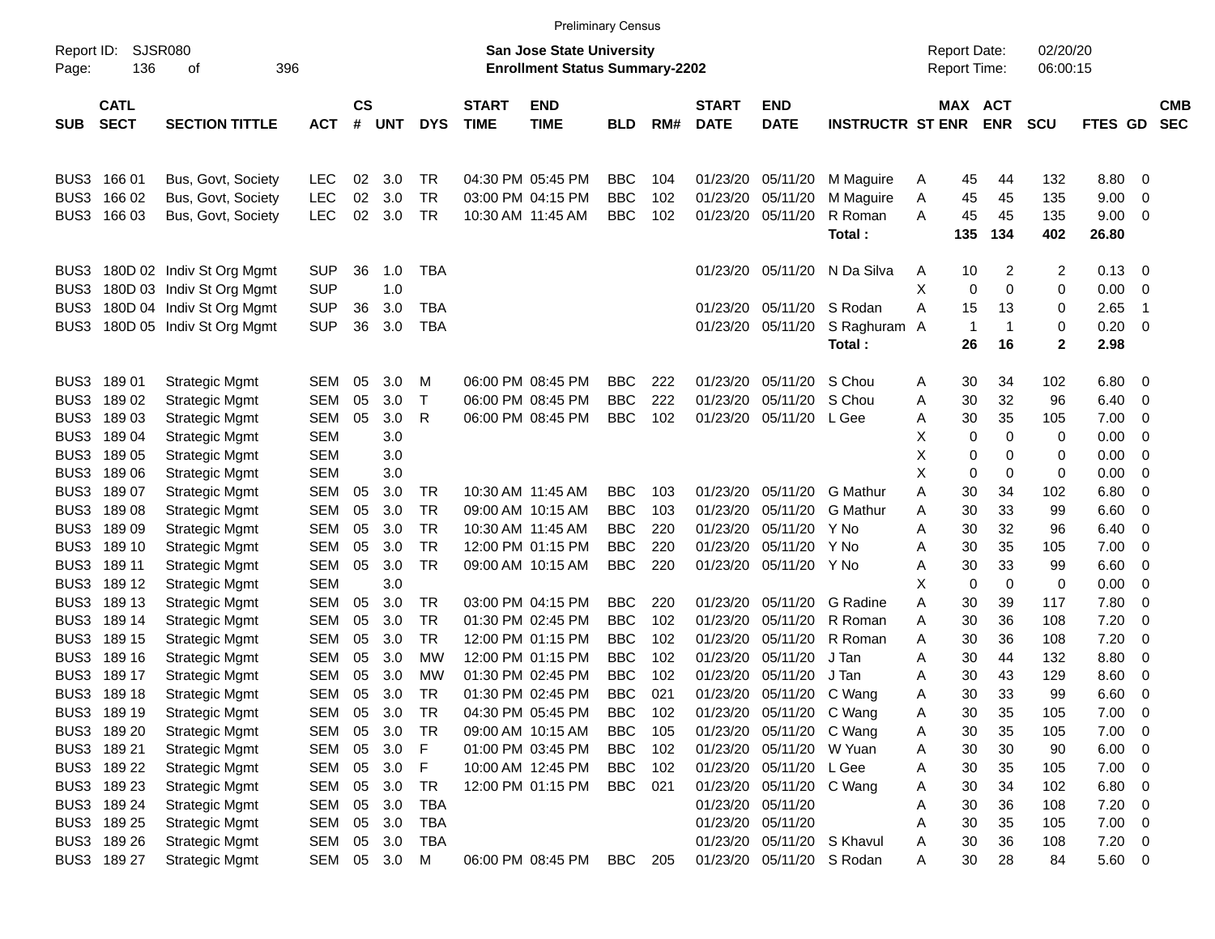Preliminary Census

Report ID: SJSR080
Page: 136 of 396

**San Jose State University**
**Enrollment Status Summary-2202**

Report Date: 02/20/20
Report Time: 06:00:15

| SUB | CATL SECT | SECTION TITTLE | ACT | CS # | UNT | DYS | START TIME | END TIME | BLD | RM# | START DATE | END DATE | INSTRUCTR | ST | MAX ENR | ACT ENR | SCU | FTES | GD | CMB SEC |
|---|---|---|---|---|---|---|---|---|---|---|---|---|---|---|---|---|---|---|---|---|
| BUS3 | 166 01 | Bus, Govt, Society | LEC | 02 | 3.0 | TR | 04:30 PM | 05:45 PM | BBC | 104 | 01/23/20 | 05/11/20 | M Maguire | A | 45 | 44 | 132 | 8.80 | 0 | |
| BUS3 | 166 02 | Bus, Govt, Society | LEC | 02 | 3.0 | TR | 03:00 PM | 04:15 PM | BBC | 102 | 01/23/20 | 05/11/20 | M Maguire | A | 45 | 45 | 135 | 9.00 | 0 | |
| BUS3 | 166 03 | Bus, Govt, Society | LEC | 02 | 3.0 | TR | 10:30 AM | 11:45 AM | BBC | 102 | 01/23/20 | 05/11/20 | R Roman | A | 45 | 45 | 135 | 9.00 | 0 | |
| | | | | | | | | | | | | | **Total :** | | **135** | **134** | **402** | **26.80** | | |
| BUS3 | 180D 02 | Indiv St Org Mgmt | SUP | 36 | 1.0 | TBA | | | | | 01/23/20 | 05/11/20 | N Da Silva | A | 10 | 2 | 2 | 0.13 | 0 | |
| BUS3 | 180D 03 | Indiv St Org Mgmt | SUP | | 1.0 | | | | | | | | | X | 0 | 0 | 0 | 0.00 | 0 | |
| BUS3 | 180D 04 | Indiv St Org Mgmt | SUP | 36 | 3.0 | TBA | | | | | 01/23/20 | 05/11/20 | S Rodan | A | 15 | 13 | 0 | 2.65 | 1 | |
| BUS3 | 180D 05 | Indiv St Org Mgmt | SUP | 36 | 3.0 | TBA | | | | | 01/23/20 | 05/11/20 | S Raghuram | A | 1 | 1 | 0 | 0.20 | 0 | |
| | | | | | | | | | | | | | **Total :** | | **26** | **16** | **2** | **2.98** | | |
| BUS3 | 189 01 | Strategic Mgmt | SEM | 05 | 3.0 | M | 06:00 PM | 08:45 PM | BBC | 222 | 01/23/20 | 05/11/20 | S Chou | A | 30 | 34 | 102 | 6.80 | 0 | |
| BUS3 | 189 02 | Strategic Mgmt | SEM | 05 | 3.0 | T | 06:00 PM | 08:45 PM | BBC | 222 | 01/23/20 | 05/11/20 | S Chou | A | 30 | 32 | 96 | 6.40 | 0 | |
| BUS3 | 189 03 | Strategic Mgmt | SEM | 05 | 3.0 | R | 06:00 PM | 08:45 PM | BBC | 102 | 01/23/20 | 05/11/20 | L Gee | A | 30 | 35 | 105 | 7.00 | 0 | |
| BUS3 | 189 04 | Strategic Mgmt | SEM | | 3.0 | | | | | | | | | X | 0 | 0 | 0 | 0.00 | 0 | |
| BUS3 | 189 05 | Strategic Mgmt | SEM | | 3.0 | | | | | | | | | X | 0 | 0 | 0 | 0.00 | 0 | |
| BUS3 | 189 06 | Strategic Mgmt | SEM | | 3.0 | | | | | | | | | X | 0 | 0 | 0 | 0.00 | 0 | |
| BUS3 | 189 07 | Strategic Mgmt | SEM | 05 | 3.0 | TR | 10:30 AM | 11:45 AM | BBC | 103 | 01/23/20 | 05/11/20 | G Mathur | A | 30 | 34 | 102 | 6.80 | 0 | |
| BUS3 | 189 08 | Strategic Mgmt | SEM | 05 | 3.0 | TR | 09:00 AM | 10:15 AM | BBC | 103 | 01/23/20 | 05/11/20 | G Mathur | A | 30 | 33 | 99 | 6.60 | 0 | |
| BUS3 | 189 09 | Strategic Mgmt | SEM | 05 | 3.0 | TR | 10:30 AM | 11:45 AM | BBC | 220 | 01/23/20 | 05/11/20 | Y No | A | 30 | 32 | 96 | 6.40 | 0 | |
| BUS3 | 189 10 | Strategic Mgmt | SEM | 05 | 3.0 | TR | 12:00 PM | 01:15 PM | BBC | 220 | 01/23/20 | 05/11/20 | Y No | A | 30 | 35 | 105 | 7.00 | 0 | |
| BUS3 | 189 11 | Strategic Mgmt | SEM | 05 | 3.0 | TR | 09:00 AM | 10:15 AM | BBC | 220 | 01/23/20 | 05/11/20 | Y No | A | 30 | 33 | 99 | 6.60 | 0 | |
| BUS3 | 189 12 | Strategic Mgmt | SEM | | 3.0 | | | | | | | | | X | 0 | 0 | 0 | 0.00 | 0 | |
| BUS3 | 189 13 | Strategic Mgmt | SEM | 05 | 3.0 | TR | 03:00 PM | 04:15 PM | BBC | 220 | 01/23/20 | 05/11/20 | G Radine | A | 30 | 39 | 117 | 7.80 | 0 | |
| BUS3 | 189 14 | Strategic Mgmt | SEM | 05 | 3.0 | TR | 01:30 PM | 02:45 PM | BBC | 102 | 01/23/20 | 05/11/20 | R Roman | A | 30 | 36 | 108 | 7.20 | 0 | |
| BUS3 | 189 15 | Strategic Mgmt | SEM | 05 | 3.0 | TR | 12:00 PM | 01:15 PM | BBC | 102 | 01/23/20 | 05/11/20 | R Roman | A | 30 | 36 | 108 | 7.20 | 0 | |
| BUS3 | 189 16 | Strategic Mgmt | SEM | 05 | 3.0 | MW | 12:00 PM | 01:15 PM | BBC | 102 | 01/23/20 | 05/11/20 | J Tan | A | 30 | 44 | 132 | 8.80 | 0 | |
| BUS3 | 189 17 | Strategic Mgmt | SEM | 05 | 3.0 | MW | 01:30 PM | 02:45 PM | BBC | 102 | 01/23/20 | 05/11/20 | J Tan | A | 30 | 43 | 129 | 8.60 | 0 | |
| BUS3 | 189 18 | Strategic Mgmt | SEM | 05 | 3.0 | TR | 01:30 PM | 02:45 PM | BBC | 021 | 01/23/20 | 05/11/20 | C Wang | A | 30 | 33 | 99 | 6.60 | 0 | |
| BUS3 | 189 19 | Strategic Mgmt | SEM | 05 | 3.0 | TR | 04:30 PM | 05:45 PM | BBC | 102 | 01/23/20 | 05/11/20 | C Wang | A | 30 | 35 | 105 | 7.00 | 0 | |
| BUS3 | 189 20 | Strategic Mgmt | SEM | 05 | 3.0 | TR | 09:00 AM | 10:15 AM | BBC | 105 | 01/23/20 | 05/11/20 | C Wang | A | 30 | 35 | 105 | 7.00 | 0 | |
| BUS3 | 189 21 | Strategic Mgmt | SEM | 05 | 3.0 | F | 01:00 PM | 03:45 PM | BBC | 102 | 01/23/20 | 05/11/20 | W Yuan | A | 30 | 30 | 90 | 6.00 | 0 | |
| BUS3 | 189 22 | Strategic Mgmt | SEM | 05 | 3.0 | F | 10:00 AM | 12:45 PM | BBC | 102 | 01/23/20 | 05/11/20 | L Gee | A | 30 | 35 | 105 | 7.00 | 0 | |
| BUS3 | 189 23 | Strategic Mgmt | SEM | 05 | 3.0 | TR | 12:00 PM | 01:15 PM | BBC | 021 | 01/23/20 | 05/11/20 | C Wang | A | 30 | 34 | 102 | 6.80 | 0 | |
| BUS3 | 189 24 | Strategic Mgmt | SEM | 05 | 3.0 | TBA | | | | | 01/23/20 | 05/11/20 | | A | 30 | 36 | 108 | 7.20 | 0 | |
| BUS3 | 189 25 | Strategic Mgmt | SEM | 05 | 3.0 | TBA | | | | | 01/23/20 | 05/11/20 | | A | 30 | 35 | 105 | 7.00 | 0 | |
| BUS3 | 189 26 | Strategic Mgmt | SEM | 05 | 3.0 | TBA | | | | | 01/23/20 | 05/11/20 | S Khavul | A | 30 | 36 | 108 | 7.20 | 0 | |
| BUS3 | 189 27 | Strategic Mgmt | SEM | 05 | 3.0 | M | 06:00 PM | 08:45 PM | BBC | 205 | 01/23/20 | 05/11/20 | S Rodan | A | 30 | 28 | 84 | 5.60 | 0 | |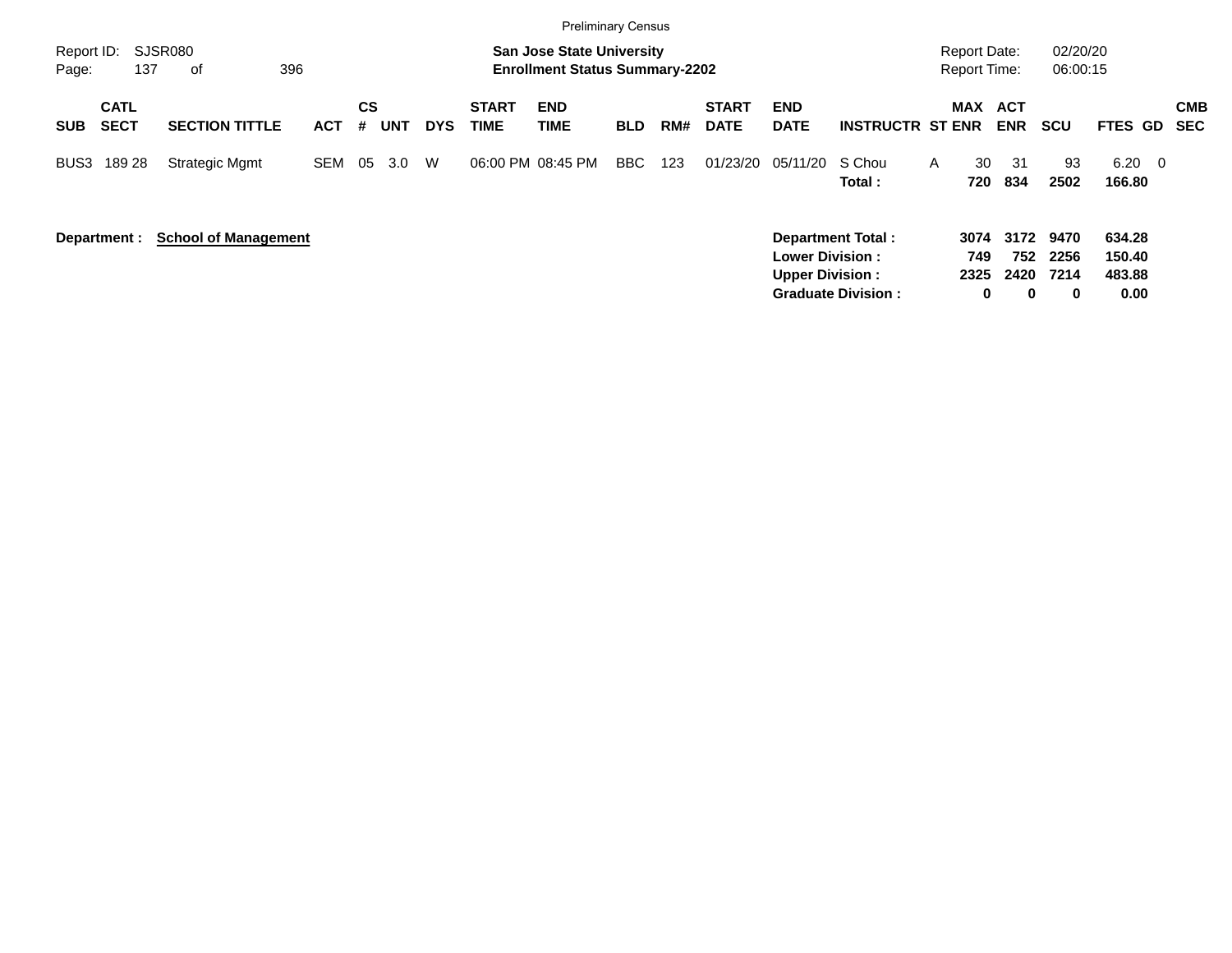Preliminary Census

Report ID: SJSR080 | San Jose State University | Report Date: 02/20/20
Enrollment Status Summary-2202 | Report Time: 06:00:15

| SUB | CATL SECT | SECTION TITTLE | ACT | CS # | UNT | DYS | START TIME | END TIME | BLD | RM# | START DATE | END DATE | INSTRUCTR | ST | MAX ENR | ACT ENR | SCU | FTES | GD | CMB SEC |
|---|---|---|---|---|---|---|---|---|---|---|---|---|---|---|---|---|---|---|---|---|
| BUS3 | 189 28 | Strategic Mgmt | SEM | 05 | 3.0 | W | 06:00 PM | 08:45 PM | BBC | 123 | 01/23/20 | 05/11/20 | S Chou | A | 30 | 31 | 93 | 6.20 | 0 | |
| | | | | | | | | | | | | | **Total :** | | **720** | **834** | **2502** | **166.80** | | |

**Department : School of Management**

| | MAX ENR | ACT ENR | SCU | FTES |
|---|---|---|---|---|
| **Department Total :** | **3074** | **3172** | **9470** | **634.28** |
| **Lower Division :** | **749** | **752** | **2256** | **150.40** |
| **Upper Division :** | **2325** | **2420** | **7214** | **483.88** |
| **Graduate Division :** | **0** | **0** | **0** | **0.00** |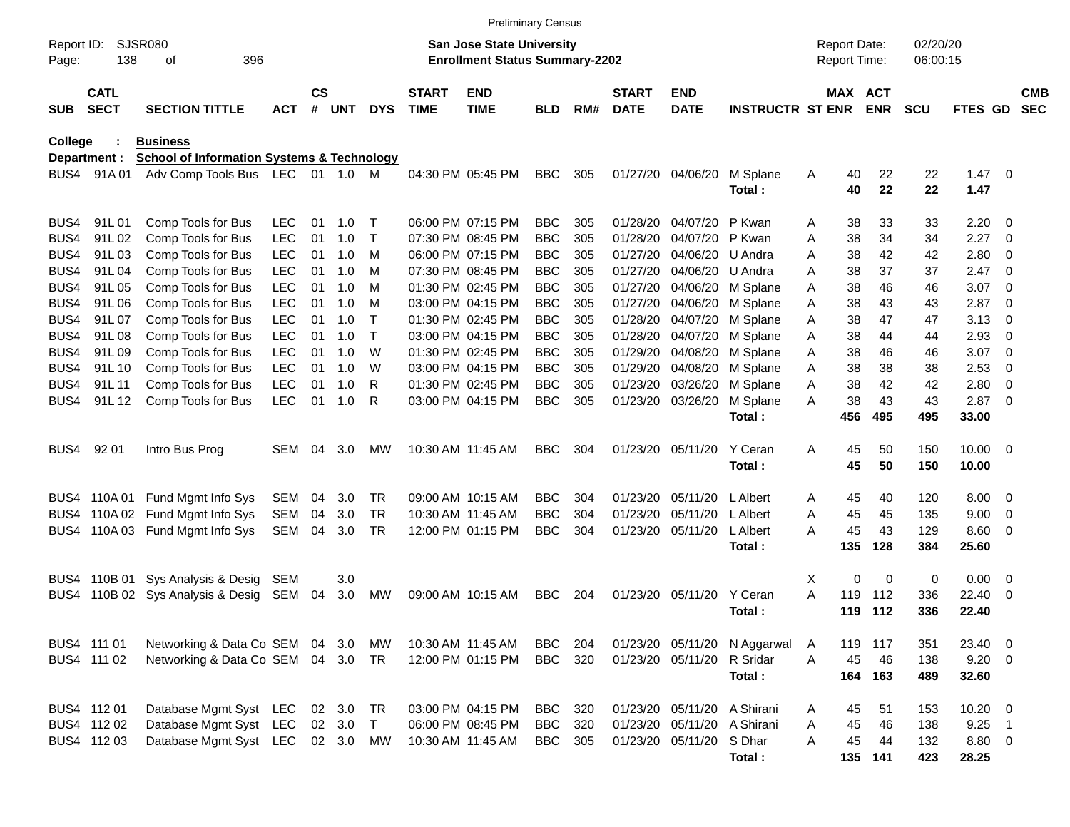Preliminary Census

Report ID: SJSR080
Page: 138 of 396

**San Jose State University**
**Enrollment Status Summary-2202**

Report Date: 02/20/20
Report Time: 06:00:15

**College : Business**
**Department : School of Information Systems & Technology**

| SUB | CATL SECT | SECTION TITTLE | ACT | CS # | UNT | DYS | START TIME | END TIME | BLD | RM# | START DATE | END DATE | INSTRUCTR | ST | MAX ENR | ACT ENR | SCU | FTES | GD | CMB SEC |
|---|---|---|---|---|---|---|---|---|---|---|---|---|---|---|---|---|---|---|---|---|
| BUS4 | 91A 01 | Adv Comp Tools Bus | LEC | 01 | 1.0 | M | 04:30 PM | 05:45 PM | BBC | 305 | 01/27/20 | 04/06/20 | M Splane | A | 40 | 22 | 22 | 1.47 | 0 | |
| | | | | | | | | | | | | | **Total :** | | **40** | **22** | **22** | **1.47** | | |
| BUS4 | 91L 01 | Comp Tools for Bus | LEC | 01 | 1.0 | T | 06:00 PM | 07:15 PM | BBC | 305 | 01/28/20 | 04/07/20 | P Kwan | A | 38 | 33 | 33 | 2.20 | 0 | |
| BUS4 | 91L 02 | Comp Tools for Bus | LEC | 01 | 1.0 | T | 07:30 PM | 08:45 PM | BBC | 305 | 01/28/20 | 04/07/20 | P Kwan | A | 38 | 34 | 34 | 2.27 | 0 | |
| BUS4 | 91L 03 | Comp Tools for Bus | LEC | 01 | 1.0 | M | 06:00 PM | 07:15 PM | BBC | 305 | 01/27/20 | 04/06/20 | U Andra | A | 38 | 42 | 42 | 2.80 | 0 | |
| BUS4 | 91L 04 | Comp Tools for Bus | LEC | 01 | 1.0 | M | 07:30 PM | 08:45 PM | BBC | 305 | 01/27/20 | 04/06/20 | U Andra | A | 38 | 37 | 37 | 2.47 | 0 | |
| BUS4 | 91L 05 | Comp Tools for Bus | LEC | 01 | 1.0 | M | 01:30 PM | 02:45 PM | BBC | 305 | 01/27/20 | 04/06/20 | M Splane | A | 38 | 46 | 46 | 3.07 | 0 | |
| BUS4 | 91L 06 | Comp Tools for Bus | LEC | 01 | 1.0 | M | 03:00 PM | 04:15 PM | BBC | 305 | 01/27/20 | 04/06/20 | M Splane | A | 38 | 43 | 43 | 2.87 | 0 | |
| BUS4 | 91L 07 | Comp Tools for Bus | LEC | 01 | 1.0 | T | 01:30 PM | 02:45 PM | BBC | 305 | 01/28/20 | 04/07/20 | M Splane | A | 38 | 47 | 47 | 3.13 | 0 | |
| BUS4 | 91L 08 | Comp Tools for Bus | LEC | 01 | 1.0 | T | 03:00 PM | 04:15 PM | BBC | 305 | 01/28/20 | 04/07/20 | M Splane | A | 38 | 44 | 44 | 2.93 | 0 | |
| BUS4 | 91L 09 | Comp Tools for Bus | LEC | 01 | 1.0 | W | 01:30 PM | 02:45 PM | BBC | 305 | 01/29/20 | 04/08/20 | M Splane | A | 38 | 46 | 46 | 3.07 | 0 | |
| BUS4 | 91L 10 | Comp Tools for Bus | LEC | 01 | 1.0 | W | 03:00 PM | 04:15 PM | BBC | 305 | 01/29/20 | 04/08/20 | M Splane | A | 38 | 38 | 38 | 2.53 | 0 | |
| BUS4 | 91L 11 | Comp Tools for Bus | LEC | 01 | 1.0 | R | 01:30 PM | 02:45 PM | BBC | 305 | 01/23/20 | 03/26/20 | M Splane | A | 38 | 42 | 42 | 2.80 | 0 | |
| BUS4 | 91L 12 | Comp Tools for Bus | LEC | 01 | 1.0 | R | 03:00 PM | 04:15 PM | BBC | 305 | 01/23/20 | 03/26/20 | M Splane | A | 38 | 43 | 43 | 2.87 | 0 | |
| | | | | | | | | | | | | | **Total :** | | **456** | **495** | **495** | **33.00** | | |
| BUS4 | 92 01 | Intro Bus Prog | SEM | 04 | 3.0 | MW | 10:30 AM | 11:45 AM | BBC | 304 | 01/23/20 | 05/11/20 | Y Ceran | A | 45 | 50 | 150 | 10.00 | 0 | |
| | | | | | | | | | | | | | **Total :** | | **45** | **50** | **150** | **10.00** | | |
| BUS4 | 110A 01 | Fund Mgmt Info Sys | SEM | 04 | 3.0 | TR | 09:00 AM | 10:15 AM | BBC | 304 | 01/23/20 | 05/11/20 | L Albert | A | 45 | 40 | 120 | 8.00 | 0 | |
| BUS4 | 110A 02 | Fund Mgmt Info Sys | SEM | 04 | 3.0 | TR | 10:30 AM | 11:45 AM | BBC | 304 | 01/23/20 | 05/11/20 | L Albert | A | 45 | 45 | 135 | 9.00 | 0 | |
| BUS4 | 110A 03 | Fund Mgmt Info Sys | SEM | 04 | 3.0 | TR | 12:00 PM | 01:15 PM | BBC | 304 | 01/23/20 | 05/11/20 | L Albert | A | 45 | 43 | 129 | 8.60 | 0 | |
| | | | | | | | | | | | | | **Total :** | | **135** | **128** | **384** | **25.60** | | |
| BUS4 | 110B 01 | Sys Analysis & Desig | SEM | | 3.0 | | | | | | | | | X | 0 | 0 | 0 | 0.00 | 0 | |
| BUS4 | 110B 02 | Sys Analysis & Desig | SEM | 04 | 3.0 | MW | 09:00 AM | 10:15 AM | BBC | 204 | 01/23/20 | 05/11/20 | Y Ceran | A | 119 | 112 | 336 | 22.40 | 0 | |
| | | | | | | | | | | | | | **Total :** | | **119** | **112** | **336** | **22.40** | | |
| BUS4 | 111 01 | Networking & Data Co | SEM | 04 | 3.0 | MW | 10:30 AM | 11:45 AM | BBC | 204 | 01/23/20 | 05/11/20 | N Aggarwal | A | 119 | 117 | 351 | 23.40 | 0 | |
| BUS4 | 111 02 | Networking & Data Co | SEM | 04 | 3.0 | TR | 12:00 PM | 01:15 PM | BBC | 320 | 01/23/20 | 05/11/20 | R Sridar | A | 45 | 46 | 138 | 9.20 | 0 | |
| | | | | | | | | | | | | | **Total :** | | **164** | **163** | **489** | **32.60** | | |
| BUS4 | 112 01 | Database Mgmt Syst | LEC | 02 | 3.0 | TR | 03:00 PM | 04:15 PM | BBC | 320 | 01/23/20 | 05/11/20 | A Shirani | A | 45 | 51 | 153 | 10.20 | 0 | |
| BUS4 | 112 02 | Database Mgmt Syst | LEC | 02 | 3.0 | T | 06:00 PM | 08:45 PM | BBC | 320 | 01/23/20 | 05/11/20 | A Shirani | A | 45 | 46 | 138 | 9.25 | 1 | |
| BUS4 | 112 03 | Database Mgmt Syst | LEC | 02 | 3.0 | MW | 10:30 AM | 11:45 AM | BBC | 305 | 01/23/20 | 05/11/20 | S Dhar | A | 45 | 44 | 132 | 8.80 | 0 | |
| | | | | | | | | | | | | | **Total :** | | **135** | **141** | **423** | **28.25** | | |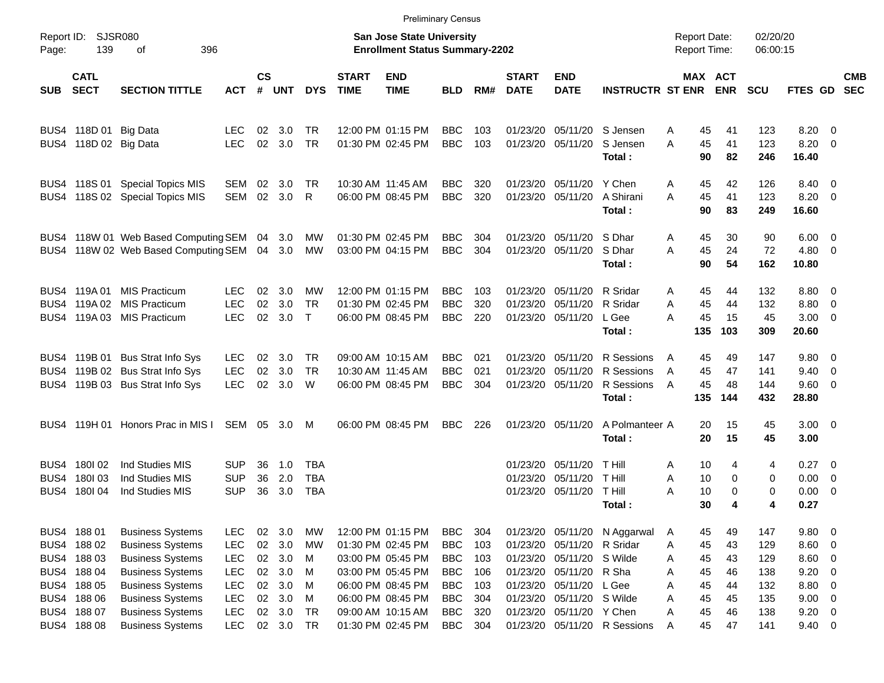Preliminary Census

Report ID: SJSR080

**San Jose State University**
**Enrollment Status Summary-2202**

Report Date: 02/20/20
Report Time: 06:00:15

| SUB | CATL SECT | SECTION TITTLE | ACT | CS # | UNT | DYS | START TIME | END TIME | BLD | RM# | START DATE | END DATE | INSTRUCTR | ST | MAX ENR | ACT ENR | SCU | FTES | GD | CMB SEC |
|---|---|---|---|---|---|---|---|---|---|---|---|---|---|---|---|---|---|---|---|---|
| BUS4 | 118D 01 | Big Data | LEC | 02 | 3.0 | TR | 12:00 PM | 01:15 PM | BBC | 103 | 01/23/20 | 05/11/20 | S Jensen | A | 45 | 41 | 123 | 8.20 | 0 | |
| BUS4 | 118D 02 | Big Data | LEC | 02 | 3.0 | TR | 01:30 PM | 02:45 PM | BBC | 103 | 01/23/20 | 05/11/20 | S Jensen | A | 45 | 41 | 123 | 8.20 | 0 | |
| | | | | | | | | | | | | | **Total :** | | **90** | **82** | **246** | **16.40** | | |
| BUS4 | 118S 01 | Special Topics MIS | SEM | 02 | 3.0 | TR | 10:30 AM | 11:45 AM | BBC | 320 | 01/23/20 | 05/11/20 | Y Chen | A | 45 | 42 | 126 | 8.40 | 0 | |
| BUS4 | 118S 02 | Special Topics MIS | SEM | 02 | 3.0 | R | 06:00 PM | 08:45 PM | BBC | 320 | 01/23/20 | 05/11/20 | A Shirani | A | 45 | 41 | 123 | 8.20 | 0 | |
| | | | | | | | | | | | | | **Total :** | | **90** | **83** | **249** | **16.60** | | |
| BUS4 | 118W 01 | Web Based Computing | SEM | 04 | 3.0 | MW | 01:30 PM | 02:45 PM | BBC | 304 | 01/23/20 | 05/11/20 | S Dhar | A | 45 | 30 | 90 | 6.00 | 0 | |
| BUS4 | 118W 02 | Web Based Computing | SEM | 04 | 3.0 | MW | 03:00 PM | 04:15 PM | BBC | 304 | 01/23/20 | 05/11/20 | S Dhar | A | 45 | 24 | 72 | 4.80 | 0 | |
| | | | | | | | | | | | | | **Total :** | | **90** | **54** | **162** | **10.80** | | |
| BUS4 | 119A 01 | MIS Practicum | LEC | 02 | 3.0 | MW | 12:00 PM | 01:15 PM | BBC | 103 | 01/23/20 | 05/11/20 | R Sridar | A | 45 | 44 | 132 | 8.80 | 0 | |
| BUS4 | 119A 02 | MIS Practicum | LEC | 02 | 3.0 | TR | 01:30 PM | 02:45 PM | BBC | 320 | 01/23/20 | 05/11/20 | R Sridar | A | 45 | 44 | 132 | 8.80 | 0 | |
| BUS4 | 119A 03 | MIS Practicum | LEC | 02 | 3.0 | T | 06:00 PM | 08:45 PM | BBC | 220 | 01/23/20 | 05/11/20 | L Gee | A | 45 | 15 | 45 | 3.00 | 0 | |
| | | | | | | | | | | | | | **Total :** | | **135** | **103** | **309** | **20.60** | | |
| BUS4 | 119B 01 | Bus Strat Info Sys | LEC | 02 | 3.0 | TR | 09:00 AM | 10:15 AM | BBC | 021 | 01/23/20 | 05/11/20 | R Sessions | A | 45 | 49 | 147 | 9.80 | 0 | |
| BUS4 | 119B 02 | Bus Strat Info Sys | LEC | 02 | 3.0 | TR | 10:30 AM | 11:45 AM | BBC | 021 | 01/23/20 | 05/11/20 | R Sessions | A | 45 | 47 | 141 | 9.40 | 0 | |
| BUS4 | 119B 03 | Bus Strat Info Sys | LEC | 02 | 3.0 | W | 06:00 PM | 08:45 PM | BBC | 304 | 01/23/20 | 05/11/20 | R Sessions | A | 45 | 48 | 144 | 9.60 | 0 | |
| | | | | | | | | | | | | | **Total :** | | **135** | **144** | **432** | **28.80** | | |
| BUS4 | 119H 01 | Honors Prac in MIS I | SEM | 05 | 3.0 | M | 06:00 PM | 08:45 PM | BBC | 226 | 01/23/20 | 05/11/20 | A Polmanteer | A | 20 | 15 | 45 | 3.00 | 0 | |
| | | | | | | | | | | | | | **Total :** | | **20** | **15** | **45** | **3.00** | | |
| BUS4 | 180I 02 | Ind Studies MIS | SUP | 36 | 1.0 | TBA | | | | | 01/23/20 | 05/11/20 | T Hill | A | 10 | 4 | 4 | 0.27 | 0 | |
| BUS4 | 180I 03 | Ind Studies MIS | SUP | 36 | 2.0 | TBA | | | | | 01/23/20 | 05/11/20 | T Hill | A | 10 | 0 | 0 | 0.00 | 0 | |
| BUS4 | 180I 04 | Ind Studies MIS | SUP | 36 | 3.0 | TBA | | | | | 01/23/20 | 05/11/20 | T Hill | A | 10 | 0 | 0 | 0.00 | 0 | |
| | | | | | | | | | | | | | **Total :** | | **30** | **4** | **4** | **0.27** | | |
| BUS4 | 188 01 | Business Systems | LEC | 02 | 3.0 | MW | 12:00 PM | 01:15 PM | BBC | 304 | 01/23/20 | 05/11/20 | N Aggarwal | A | 45 | 49 | 147 | 9.80 | 0 | |
| BUS4 | 188 02 | Business Systems | LEC | 02 | 3.0 | MW | 01:30 PM | 02:45 PM | BBC | 103 | 01/23/20 | 05/11/20 | R Sridar | A | 45 | 43 | 129 | 8.60 | 0 | |
| BUS4 | 188 03 | Business Systems | LEC | 02 | 3.0 | M | 03:00 PM | 05:45 PM | BBC | 103 | 01/23/20 | 05/11/20 | S Wilde | A | 45 | 43 | 129 | 8.60 | 0 | |
| BUS4 | 188 04 | Business Systems | LEC | 02 | 3.0 | M | 03:00 PM | 05:45 PM | BBC | 106 | 01/23/20 | 05/11/20 | R Sha | A | 45 | 46 | 138 | 9.20 | 0 | |
| BUS4 | 188 05 | Business Systems | LEC | 02 | 3.0 | M | 06:00 PM | 08:45 PM | BBC | 103 | 01/23/20 | 05/11/20 | L Gee | A | 45 | 44 | 132 | 8.80 | 0 | |
| BUS4 | 188 06 | Business Systems | LEC | 02 | 3.0 | M | 06:00 PM | 08:45 PM | BBC | 304 | 01/23/20 | 05/11/20 | S Wilde | A | 45 | 45 | 135 | 9.00 | 0 | |
| BUS4 | 188 07 | Business Systems | LEC | 02 | 3.0 | TR | 09:00 AM | 10:15 AM | BBC | 320 | 01/23/20 | 05/11/20 | Y Chen | A | 45 | 46 | 138 | 9.20 | 0 | |
| BUS4 | 188 08 | Business Systems | LEC | 02 | 3.0 | TR | 01:30 PM | 02:45 PM | BBC | 304 | 01/23/20 | 05/11/20 | R Sessions | A | 45 | 47 | 141 | 9.40 | 0 | |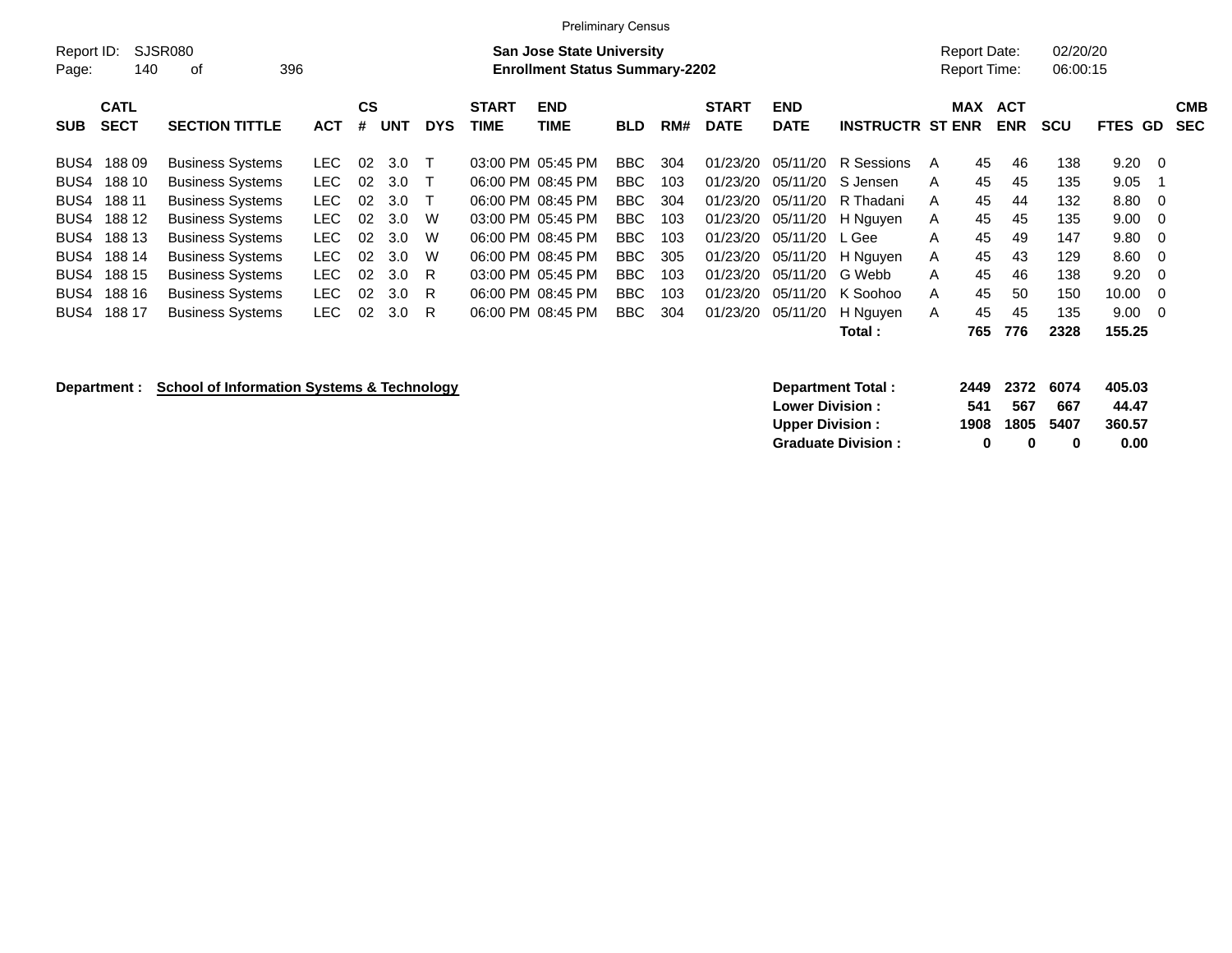Preliminary Census

Report ID: SJSR080
Page: 140 of 396

**San Jose State University**
**Enrollment Status Summary-2202**

Report Date: 02/20/20
Report Time: 06:00:15

| SUB | CATL SECT | SECTION TITTLE | ACT | CS # | UNT | DYS | START TIME | END TIME | BLD | RM# | START DATE | END DATE | INSTRUCTR | ST | MAX ENR | ACT ENR | SCU | FTES | GD | CMB SEC |
|---|---|---|---|---|---|---|---|---|---|---|---|---|---|---|---|---|---|---|---|---|
| BUS4 | 188 09 | Business Systems | LEC | 02 | 3.0 | T | 03:00 PM | 05:45 PM | BBC | 304 | 01/23/20 | 05/11/20 | R Sessions | A | 45 | 46 | 138 | 9.20 | 0 | |
| BUS4 | 188 10 | Business Systems | LEC | 02 | 3.0 | T | 06:00 PM | 08:45 PM | BBC | 103 | 01/23/20 | 05/11/20 | S Jensen | A | 45 | 45 | 135 | 9.05 | 1 | |
| BUS4 | 188 11 | Business Systems | LEC | 02 | 3.0 | T | 06:00 PM | 08:45 PM | BBC | 304 | 01/23/20 | 05/11/20 | R Thadani | A | 45 | 44 | 132 | 8.80 | 0 | |
| BUS4 | 188 12 | Business Systems | LEC | 02 | 3.0 | W | 03:00 PM | 05:45 PM | BBC | 103 | 01/23/20 | 05/11/20 | H Nguyen | A | 45 | 45 | 135 | 9.00 | 0 | |
| BUS4 | 188 13 | Business Systems | LEC | 02 | 3.0 | W | 06:00 PM | 08:45 PM | BBC | 103 | 01/23/20 | 05/11/20 | L Gee | A | 45 | 49 | 147 | 9.80 | 0 | |
| BUS4 | 188 14 | Business Systems | LEC | 02 | 3.0 | W | 06:00 PM | 08:45 PM | BBC | 305 | 01/23/20 | 05/11/20 | H Nguyen | A | 45 | 43 | 129 | 8.60 | 0 | |
| BUS4 | 188 15 | Business Systems | LEC | 02 | 3.0 | R | 03:00 PM | 05:45 PM | BBC | 103 | 01/23/20 | 05/11/20 | G Webb | A | 45 | 46 | 138 | 9.20 | 0 | |
| BUS4 | 188 16 | Business Systems | LEC | 02 | 3.0 | R | 06:00 PM | 08:45 PM | BBC | 103 | 01/23/20 | 05/11/20 | K Soohoo | A | 45 | 50 | 150 | 10.00 | 0 | |
| BUS4 | 188 17 | Business Systems | LEC | 02 | 3.0 | R | 06:00 PM | 08:45 PM | BBC | 304 | 01/23/20 | 05/11/20 | H Nguyen | A | 45 | 45 | 135 | 9.00 | 0 | |
| | | | | | | | | | | | | | **Total :** | | **765** | **776** | **2328** | **155.25** | | |

**Department :** **School of Information Systems & Technology**

| | MAX ENR | ACT ENR | SCU | FTES |
|---|---|---|---|---|
| **Department Total :** | **2449** | **2372** | **6074** | **405.03** |
| **Lower Division :** | **541** | **567** | **667** | **44.47** |
| **Upper Division :** | **1908** | **1805** | **5407** | **360.57** |
| **Graduate Division :** | **0** | **0** | **0** | **0.00** |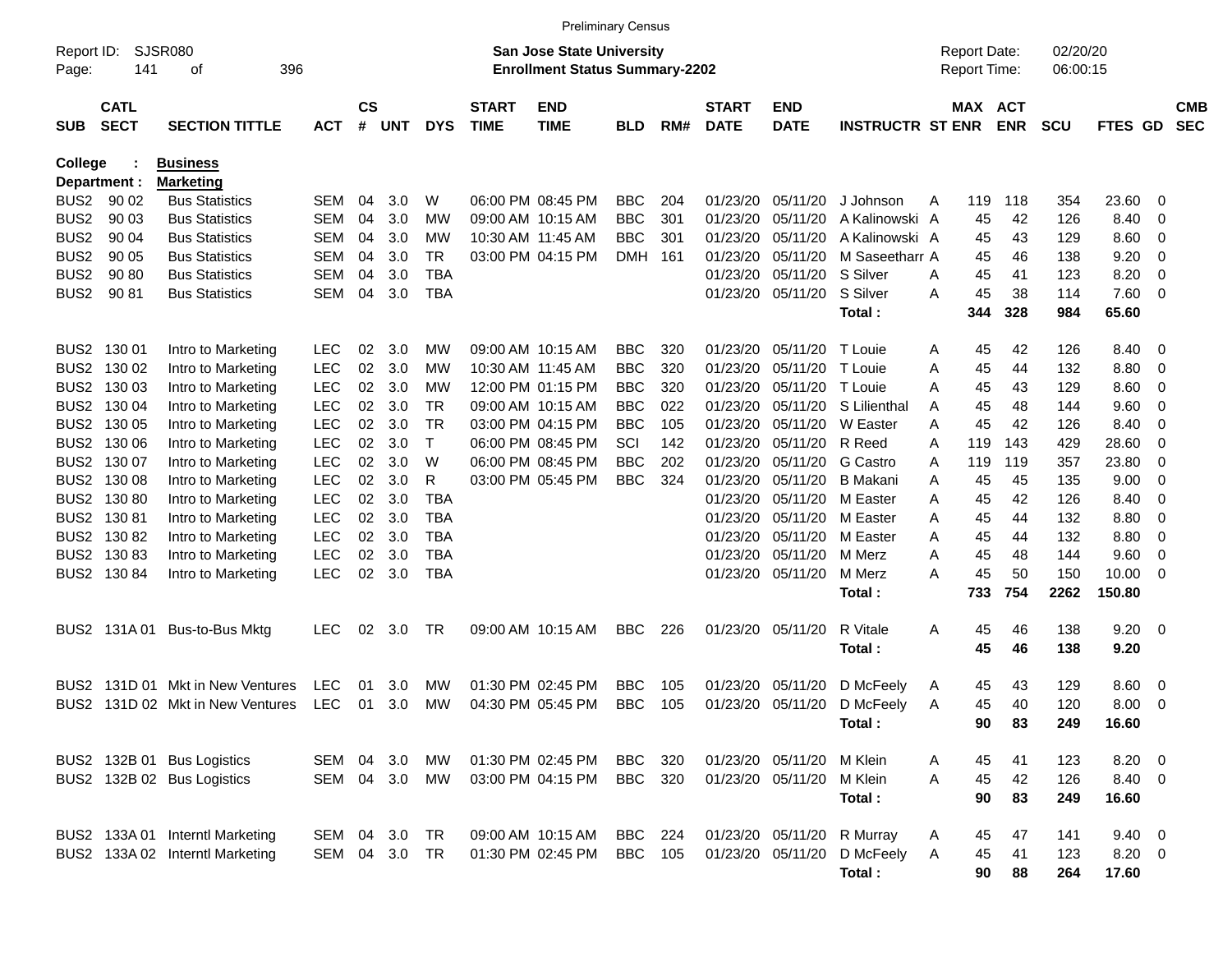Preliminary Census

Report ID: SJSR080
Page: 141 of 396

**San Jose State University**
**Enrollment Status Summary-2202**

Report Date: 02/20/20
Report Time: 06:00:15

**College : Business**
**Department : Marketing**

| SUB | CATL SECT | SECTION TITTLE | ACT | CS # | UNT | DYS | START TIME | END TIME | BLD | RM# | START DATE | END DATE | INSTRUCTR | ST | MAX ENR | ACT ENR | SCU | FTES | GD | CMB SEC |
|---|---|---|---|---|---|---|---|---|---|---|---|---|---|---|---|---|---|---|---|---|
| BUS2 | 90 02 | Bus Statistics | SEM | 04 | 3.0 | W | 06:00 PM | 08:45 PM | BBC | 204 | 01/23/20 | 05/11/20 | J Johnson | A | 119 | 118 | 354 | 23.60 | 0 | |
| BUS2 | 90 03 | Bus Statistics | SEM | 04 | 3.0 | MW | 09:00 AM | 10:15 AM | BBC | 301 | 01/23/20 | 05/11/20 | A Kalinowski | A | 45 | 42 | 126 | 8.40 | 0 | |
| BUS2 | 90 04 | Bus Statistics | SEM | 04 | 3.0 | MW | 10:30 AM | 11:45 AM | BBC | 301 | 01/23/20 | 05/11/20 | A Kalinowski | A | 45 | 43 | 129 | 8.60 | 0 | |
| BUS2 | 90 05 | Bus Statistics | SEM | 04 | 3.0 | TR | 03:00 PM | 04:15 PM | DMH | 161 | 01/23/20 | 05/11/20 | M Saseetharr | A | 45 | 46 | 138 | 9.20 | 0 | |
| BUS2 | 90 80 | Bus Statistics | SEM | 04 | 3.0 | TBA | | | | | 01/23/20 | 05/11/20 | S Silver | A | 45 | 41 | 123 | 8.20 | 0 | |
| BUS2 | 90 81 | Bus Statistics | SEM | 04 | 3.0 | TBA | | | | | 01/23/20 | 05/11/20 | S Silver | A | 45 | 38 | 114 | 7.60 | 0 | |
| | | | | | | | | | | | | | **Total :** | | **344** | **328** | **984** | **65.60** | | |
| BUS2 | 130 01 | Intro to Marketing | LEC | 02 | 3.0 | MW | 09:00 AM | 10:15 AM | BBC | 320 | 01/23/20 | 05/11/20 | T Louie | A | 45 | 42 | 126 | 8.40 | 0 | |
| BUS2 | 130 02 | Intro to Marketing | LEC | 02 | 3.0 | MW | 10:30 AM | 11:45 AM | BBC | 320 | 01/23/20 | 05/11/20 | T Louie | A | 45 | 44 | 132 | 8.80 | 0 | |
| BUS2 | 130 03 | Intro to Marketing | LEC | 02 | 3.0 | MW | 12:00 PM | 01:15 PM | BBC | 320 | 01/23/20 | 05/11/20 | T Louie | A | 45 | 43 | 129 | 8.60 | 0 | |
| BUS2 | 130 04 | Intro to Marketing | LEC | 02 | 3.0 | TR | 09:00 AM | 10:15 AM | BBC | 022 | 01/23/20 | 05/11/20 | S Lilienthal | A | 45 | 48 | 144 | 9.60 | 0 | |
| BUS2 | 130 05 | Intro to Marketing | LEC | 02 | 3.0 | TR | 03:00 PM | 04:15 PM | BBC | 105 | 01/23/20 | 05/11/20 | W Easter | A | 45 | 42 | 126 | 8.40 | 0 | |
| BUS2 | 130 06 | Intro to Marketing | LEC | 02 | 3.0 | T | 06:00 PM | 08:45 PM | SCI | 142 | 01/23/20 | 05/11/20 | R Reed | A | 119 | 143 | 429 | 28.60 | 0 | |
| BUS2 | 130 07 | Intro to Marketing | LEC | 02 | 3.0 | W | 06:00 PM | 08:45 PM | BBC | 202 | 01/23/20 | 05/11/20 | G Castro | A | 119 | 119 | 357 | 23.80 | 0 | |
| BUS2 | 130 08 | Intro to Marketing | LEC | 02 | 3.0 | R | 03:00 PM | 05:45 PM | BBC | 324 | 01/23/20 | 05/11/20 | B Makani | A | 45 | 45 | 135 | 9.00 | 0 | |
| BUS2 | 130 80 | Intro to Marketing | LEC | 02 | 3.0 | TBA | | | | | 01/23/20 | 05/11/20 | M Easter | A | 45 | 42 | 126 | 8.40 | 0 | |
| BUS2 | 130 81 | Intro to Marketing | LEC | 02 | 3.0 | TBA | | | | | 01/23/20 | 05/11/20 | M Easter | A | 45 | 44 | 132 | 8.80 | 0 | |
| BUS2 | 130 82 | Intro to Marketing | LEC | 02 | 3.0 | TBA | | | | | 01/23/20 | 05/11/20 | M Easter | A | 45 | 44 | 132 | 8.80 | 0 | |
| BUS2 | 130 83 | Intro to Marketing | LEC | 02 | 3.0 | TBA | | | | | 01/23/20 | 05/11/20 | M Merz | A | 45 | 48 | 144 | 9.60 | 0 | |
| BUS2 | 130 84 | Intro to Marketing | LEC | 02 | 3.0 | TBA | | | | | 01/23/20 | 05/11/20 | M Merz | A | 45 | 50 | 150 | 10.00 | 0 | |
| | | | | | | | | | | | | | **Total :** | | **733** | **754** | **2262** | **150.80** | | |
| BUS2 | 131A 01 | Bus-to-Bus Mktg | LEC | 02 | 3.0 | TR | 09:00 AM | 10:15 AM | BBC | 226 | 01/23/20 | 05/11/20 | R Vitale | A | 45 | 46 | 138 | 9.20 | 0 | |
| | | | | | | | | | | | | | **Total :** | | **45** | **46** | **138** | **9.20** | | |
| BUS2 | 131D 01 | Mkt in New Ventures | LEC | 01 | 3.0 | MW | 01:30 PM | 02:45 PM | BBC | 105 | 01/23/20 | 05/11/20 | D McFeely | A | 45 | 43 | 129 | 8.60 | 0 | |
| BUS2 | 131D 02 | Mkt in New Ventures | LEC | 01 | 3.0 | MW | 04:30 PM | 05:45 PM | BBC | 105 | 01/23/20 | 05/11/20 | D McFeely | A | 45 | 40 | 120 | 8.00 | 0 | |
| | | | | | | | | | | | | | **Total :** | | **90** | **83** | **249** | **16.60** | | |
| BUS2 | 132B 01 | Bus Logistics | SEM | 04 | 3.0 | MW | 01:30 PM | 02:45 PM | BBC | 320 | 01/23/20 | 05/11/20 | M Klein | A | 45 | 41 | 123 | 8.20 | 0 | |
| BUS2 | 132B 02 | Bus Logistics | SEM | 04 | 3.0 | MW | 03:00 PM | 04:15 PM | BBC | 320 | 01/23/20 | 05/11/20 | M Klein | A | 45 | 42 | 126 | 8.40 | 0 | |
| | | | | | | | | | | | | | **Total :** | | **90** | **83** | **249** | **16.60** | | |
| BUS2 | 133A 01 | Interntl Marketing | SEM | 04 | 3.0 | TR | 09:00 AM | 10:15 AM | BBC | 224 | 01/23/20 | 05/11/20 | R Murray | A | 45 | 47 | 141 | 9.40 | 0 | |
| BUS2 | 133A 02 | Interntl Marketing | SEM | 04 | 3.0 | TR | 01:30 PM | 02:45 PM | BBC | 105 | 01/23/20 | 05/11/20 | D McFeely | A | 45 | 41 | 123 | 8.20 | 0 | |
| | | | | | | | | | | | | | **Total :** | | **90** | **88** | **264** | **17.60** | | |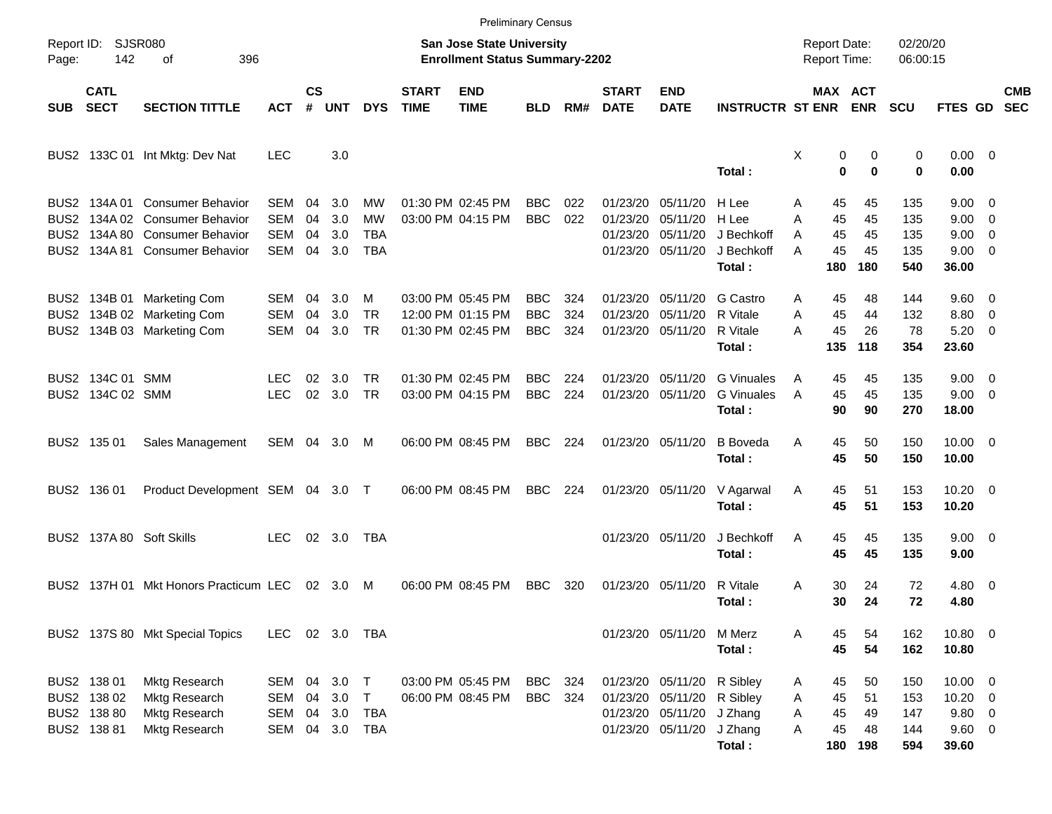Preliminary Census

Report ID: SJSR080
Page: 142 of 396

**San Jose State University**
**Enrollment Status Summary-2202**

Report Date: 02/20/20
Report Time: 06:00:15

| SUB | CATL SECT | SECTION TITTLE | ACT | CS # | UNT | DYS | START TIME | END TIME | BLD | RM# | START DATE | END DATE | INSTRUCTR | ST | MAX ENR | ACT ENR | SCU | FTES | GD | CMB SEC |
|---|---|---|---|---|---|---|---|---|---|---|---|---|---|---|---|---|---|---|---|---|
| BUS2 | 133C 01 | Int Mktg: Dev Nat | LEC | | 3.0 | | | | | | | | | X | 0 | 0 | 0 | 0.00 | 0 | |
| | | | | | | | | | | | | | **Total :** | | **0** | **0** | **0** | **0.00** | | |
| BUS2 | 134A 01 | Consumer Behavior | SEM | 04 | 3.0 | MW | 01:30 PM | 02:45 PM | BBC | 022 | 01/23/20 | 05/11/20 | H Lee | A | 45 | 45 | 135 | 9.00 | 0 | |
| BUS2 | 134A 02 | Consumer Behavior | SEM | 04 | 3.0 | MW | 03:00 PM | 04:15 PM | BBC | 022 | 01/23/20 | 05/11/20 | H Lee | A | 45 | 45 | 135 | 9.00 | 0 | |
| BUS2 | 134A 80 | Consumer Behavior | SEM | 04 | 3.0 | TBA | | | | | 01/23/20 | 05/11/20 | J Bechkoff | A | 45 | 45 | 135 | 9.00 | 0 | |
| BUS2 | 134A 81 | Consumer Behavior | SEM | 04 | 3.0 | TBA | | | | | 01/23/20 | 05/11/20 | J Bechkoff | A | 45 | 45 | 135 | 9.00 | 0 | |
| | | | | | | | | | | | | | **Total :** | | **180** | **180** | **540** | **36.00** | | |
| BUS2 | 134B 01 | Marketing Com | SEM | 04 | 3.0 | M | 03:00 PM | 05:45 PM | BBC | 324 | 01/23/20 | 05/11/20 | G Castro | A | 45 | 48 | 144 | 9.60 | 0 | |
| BUS2 | 134B 02 | Marketing Com | SEM | 04 | 3.0 | TR | 12:00 PM | 01:15 PM | BBC | 324 | 01/23/20 | 05/11/20 | R Vitale | A | 45 | 44 | 132 | 8.80 | 0 | |
| BUS2 | 134B 03 | Marketing Com | SEM | 04 | 3.0 | TR | 01:30 PM | 02:45 PM | BBC | 324 | 01/23/20 | 05/11/20 | R Vitale | A | 45 | 26 | 78 | 5.20 | 0 | |
| | | | | | | | | | | | | | **Total :** | | **135** | **118** | **354** | **23.60** | | |
| BUS2 | 134C 01 | SMM | LEC | 02 | 3.0 | TR | 01:30 PM | 02:45 PM | BBC | 224 | 01/23/20 | 05/11/20 | G Vinuales | A | 45 | 45 | 135 | 9.00 | 0 | |
| BUS2 | 134C 02 | SMM | LEC | 02 | 3.0 | TR | 03:00 PM | 04:15 PM | BBC | 224 | 01/23/20 | 05/11/20 | G Vinuales | A | 45 | 45 | 135 | 9.00 | 0 | |
| | | | | | | | | | | | | | **Total :** | | **90** | **90** | **270** | **18.00** | | |
| BUS2 | 135 01 | Sales Management | SEM | 04 | 3.0 | M | 06:00 PM | 08:45 PM | BBC | 224 | 01/23/20 | 05/11/20 | B Boveda | A | 45 | 50 | 150 | 10.00 | 0 | |
| | | | | | | | | | | | | | **Total :** | | **45** | **50** | **150** | **10.00** | | |
| BUS2 | 136 01 | Product Development | SEM | 04 | 3.0 | T | 06:00 PM | 08:45 PM | BBC | 224 | 01/23/20 | 05/11/20 | V Agarwal | A | 45 | 51 | 153 | 10.20 | 0 | |
| | | | | | | | | | | | | | **Total :** | | **45** | **51** | **153** | **10.20** | | |
| BUS2 | 137A 80 | Soft Skills | LEC | 02 | 3.0 | TBA | | | | | 01/23/20 | 05/11/20 | J Bechkoff | A | 45 | 45 | 135 | 9.00 | 0 | |
| | | | | | | | | | | | | | **Total :** | | **45** | **45** | **135** | **9.00** | | |
| BUS2 | 137H 01 | Mkt Honors Practicum | LEC | 02 | 3.0 | M | 06:00 PM | 08:45 PM | BBC | 320 | 01/23/20 | 05/11/20 | R Vitale | A | 30 | 24 | 72 | 4.80 | 0 | |
| | | | | | | | | | | | | | **Total :** | | **30** | **24** | **72** | **4.80** | | |
| BUS2 | 137S 80 | Mkt Special Topics | LEC | 02 | 3.0 | TBA | | | | | 01/23/20 | 05/11/20 | M Merz | A | 45 | 54 | 162 | 10.80 | 0 | |
| | | | | | | | | | | | | | **Total :** | | **45** | **54** | **162** | **10.80** | | |
| BUS2 | 138 01 | Mktg Research | SEM | 04 | 3.0 | T | 03:00 PM | 05:45 PM | BBC | 324 | 01/23/20 | 05/11/20 | R Sibley | A | 45 | 50 | 150 | 10.00 | 0 | |
| BUS2 | 138 02 | Mktg Research | SEM | 04 | 3.0 | T | 06:00 PM | 08:45 PM | BBC | 324 | 01/23/20 | 05/11/20 | R Sibley | A | 45 | 51 | 153 | 10.20 | 0 | |
| BUS2 | 138 80 | Mktg Research | SEM | 04 | 3.0 | TBA | | | | | 01/23/20 | 05/11/20 | J Zhang | A | 45 | 49 | 147 | 9.80 | 0 | |
| BUS2 | 138 81 | Mktg Research | SEM | 04 | 3.0 | TBA | | | | | 01/23/20 | 05/11/20 | J Zhang | A | 45 | 48 | 144 | 9.60 | 0 | |
| | | | | | | | | | | | | | **Total :** | | **180** | **198** | **594** | **39.60** | | |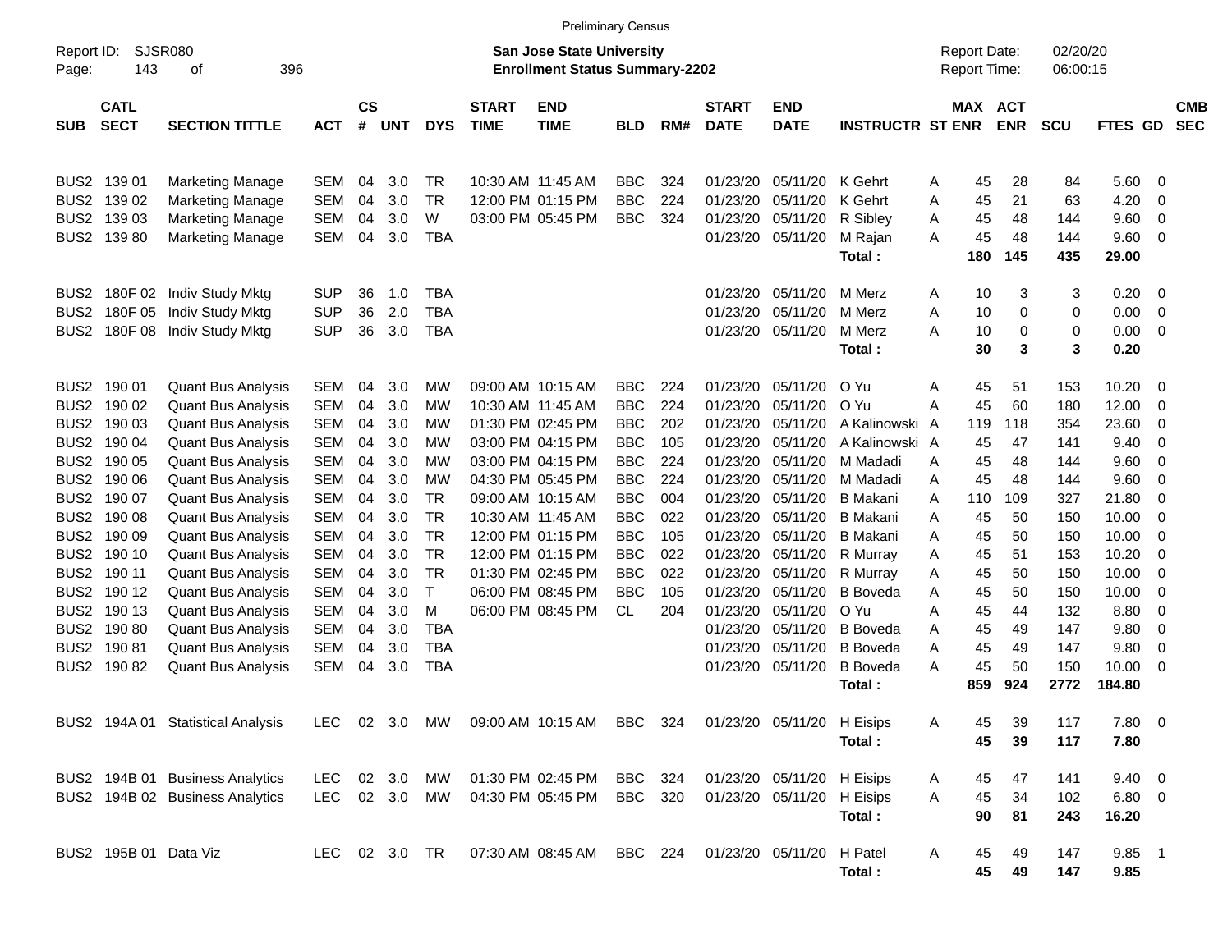Preliminary Census

Report ID: SJSR080 | Page: 143 of 396

**San Jose State University**
**Enrollment Status Summary-2202**

Report Date: 02/20/20 | Report Time: 06:00:15

| SUB | CATL SECT | SECTION TITTLE | ACT | CS # | UNT | DYS | START TIME | END TIME | BLD | RM# | START DATE | END DATE | INSTRUCTR | ST | MAX ENR | ACT ENR | SCU | FTES | GD | CMB SEC |
|---|---|---|---|---|---|---|---|---|---|---|---|---|---|---|---|---|---|---|---|---|
| BUS2 | 139 01 | Marketing Manage | SEM | 04 | 3.0 | TR | 10:30 AM | 11:45 AM | BBC | 324 | 01/23/20 | 05/11/20 | K Gehrt | A | 45 | 28 | 84 | 5.60 | 0 | |
| BUS2 | 139 02 | Marketing Manage | SEM | 04 | 3.0 | TR | 12:00 PM | 01:15 PM | BBC | 224 | 01/23/20 | 05/11/20 | K Gehrt | A | 45 | 21 | 63 | 4.20 | 0 | |
| BUS2 | 139 03 | Marketing Manage | SEM | 04 | 3.0 | W | 03:00 PM | 05:45 PM | BBC | 324 | 01/23/20 | 05/11/20 | R Sibley | A | 45 | 48 | 144 | 9.60 | 0 | |
| BUS2 | 139 80 | Marketing Manage | SEM | 04 | 3.0 | TBA | | | | | 01/23/20 | 05/11/20 | M Rajan | A | 45 | 48 | 144 | 9.60 | 0 | |
| | | | | | | | | | | | | | **Total :** | | **180** | **145** | **435** | **29.00** | | |
| BUS2 | 180F 02 | Indiv Study Mktg | SUP | 36 | 1.0 | TBA | | | | | 01/23/20 | 05/11/20 | M Merz | A | 10 | 3 | 3 | 0.20 | 0 | |
| BUS2 | 180F 05 | Indiv Study Mktg | SUP | 36 | 2.0 | TBA | | | | | 01/23/20 | 05/11/20 | M Merz | A | 10 | 0 | 0 | 0.00 | 0 | |
| BUS2 | 180F 08 | Indiv Study Mktg | SUP | 36 | 3.0 | TBA | | | | | 01/23/20 | 05/11/20 | M Merz | A | 10 | 0 | 0 | 0.00 | 0 | |
| | | | | | | | | | | | | | **Total :** | | **30** | **3** | **3** | **0.20** | | |
| BUS2 | 190 01 | Quant Bus Analysis | SEM | 04 | 3.0 | MW | 09:00 AM | 10:15 AM | BBC | 224 | 01/23/20 | 05/11/20 | O Yu | A | 45 | 51 | 153 | 10.20 | 0 | |
| BUS2 | 190 02 | Quant Bus Analysis | SEM | 04 | 3.0 | MW | 10:30 AM | 11:45 AM | BBC | 224 | 01/23/20 | 05/11/20 | O Yu | A | 45 | 60 | 180 | 12.00 | 0 | |
| BUS2 | 190 03 | Quant Bus Analysis | SEM | 04 | 3.0 | MW | 01:30 PM | 02:45 PM | BBC | 202 | 01/23/20 | 05/11/20 | A Kalinowski | A | 119 | 118 | 354 | 23.60 | 0 | |
| BUS2 | 190 04 | Quant Bus Analysis | SEM | 04 | 3.0 | MW | 03:00 PM | 04:15 PM | BBC | 105 | 01/23/20 | 05/11/20 | A Kalinowski | A | 45 | 47 | 141 | 9.40 | 0 | |
| BUS2 | 190 05 | Quant Bus Analysis | SEM | 04 | 3.0 | MW | 03:00 PM | 04:15 PM | BBC | 224 | 01/23/20 | 05/11/20 | M Madadi | A | 45 | 48 | 144 | 9.60 | 0 | |
| BUS2 | 190 06 | Quant Bus Analysis | SEM | 04 | 3.0 | MW | 04:30 PM | 05:45 PM | BBC | 224 | 01/23/20 | 05/11/20 | M Madadi | A | 45 | 48 | 144 | 9.60 | 0 | |
| BUS2 | 190 07 | Quant Bus Analysis | SEM | 04 | 3.0 | TR | 09:00 AM | 10:15 AM | BBC | 004 | 01/23/20 | 05/11/20 | B Makani | A | 110 | 109 | 327 | 21.80 | 0 | |
| BUS2 | 190 08 | Quant Bus Analysis | SEM | 04 | 3.0 | TR | 10:30 AM | 11:45 AM | BBC | 022 | 01/23/20 | 05/11/20 | B Makani | A | 45 | 50 | 150 | 10.00 | 0 | |
| BUS2 | 190 09 | Quant Bus Analysis | SEM | 04 | 3.0 | TR | 12:00 PM | 01:15 PM | BBC | 105 | 01/23/20 | 05/11/20 | B Makani | A | 45 | 50 | 150 | 10.00 | 0 | |
| BUS2 | 190 10 | Quant Bus Analysis | SEM | 04 | 3.0 | TR | 12:00 PM | 01:15 PM | BBC | 022 | 01/23/20 | 05/11/20 | R Murray | A | 45 | 51 | 153 | 10.20 | 0 | |
| BUS2 | 190 11 | Quant Bus Analysis | SEM | 04 | 3.0 | TR | 01:30 PM | 02:45 PM | BBC | 022 | 01/23/20 | 05/11/20 | R Murray | A | 45 | 50 | 150 | 10.00 | 0 | |
| BUS2 | 190 12 | Quant Bus Analysis | SEM | 04 | 3.0 | T | 06:00 PM | 08:45 PM | BBC | 105 | 01/23/20 | 05/11/20 | B Boveda | A | 45 | 50 | 150 | 10.00 | 0 | |
| BUS2 | 190 13 | Quant Bus Analysis | SEM | 04 | 3.0 | M | 06:00 PM | 08:45 PM | CL | 204 | 01/23/20 | 05/11/20 | O Yu | A | 45 | 44 | 132 | 8.80 | 0 | |
| BUS2 | 190 80 | Quant Bus Analysis | SEM | 04 | 3.0 | TBA | | | | | 01/23/20 | 05/11/20 | B Boveda | A | 45 | 49 | 147 | 9.80 | 0 | |
| BUS2 | 190 81 | Quant Bus Analysis | SEM | 04 | 3.0 | TBA | | | | | 01/23/20 | 05/11/20 | B Boveda | A | 45 | 49 | 147 | 9.80 | 0 | |
| BUS2 | 190 82 | Quant Bus Analysis | SEM | 04 | 3.0 | TBA | | | | | 01/23/20 | 05/11/20 | B Boveda | A | 45 | 50 | 150 | 10.00 | 0 | |
| | | | | | | | | | | | | | **Total :** | | **859** | **924** | **2772** | **184.80** | | |
| BUS2 | 194A 01 | Statistical Analysis | LEC | 02 | 3.0 | MW | 09:00 AM | 10:15 AM | BBC | 324 | 01/23/20 | 05/11/20 | H Eisips | A | 45 | 39 | 117 | 7.80 | 0 | |
| | | | | | | | | | | | | | **Total :** | | **45** | **39** | **117** | **7.80** | | |
| BUS2 | 194B 01 | Business Analytics | LEC | 02 | 3.0 | MW | 01:30 PM | 02:45 PM | BBC | 324 | 01/23/20 | 05/11/20 | H Eisips | A | 45 | 47 | 141 | 9.40 | 0 | |
| BUS2 | 194B 02 | Business Analytics | LEC | 02 | 3.0 | MW | 04:30 PM | 05:45 PM | BBC | 320 | 01/23/20 | 05/11/20 | H Eisips | A | 45 | 34 | 102 | 6.80 | 0 | |
| | | | | | | | | | | | | | **Total :** | | **90** | **81** | **243** | **16.20** | | |
| BUS2 | 195B 01 | Data Viz | LEC | 02 | 3.0 | TR | 07:30 AM | 08:45 AM | BBC | 224 | 01/23/20 | 05/11/20 | H Patel | A | 45 | 49 | 147 | 9.85 | 1 | |
| | | | | | | | | | | | | | **Total :** | | **45** | **49** | **147** | **9.85** | | |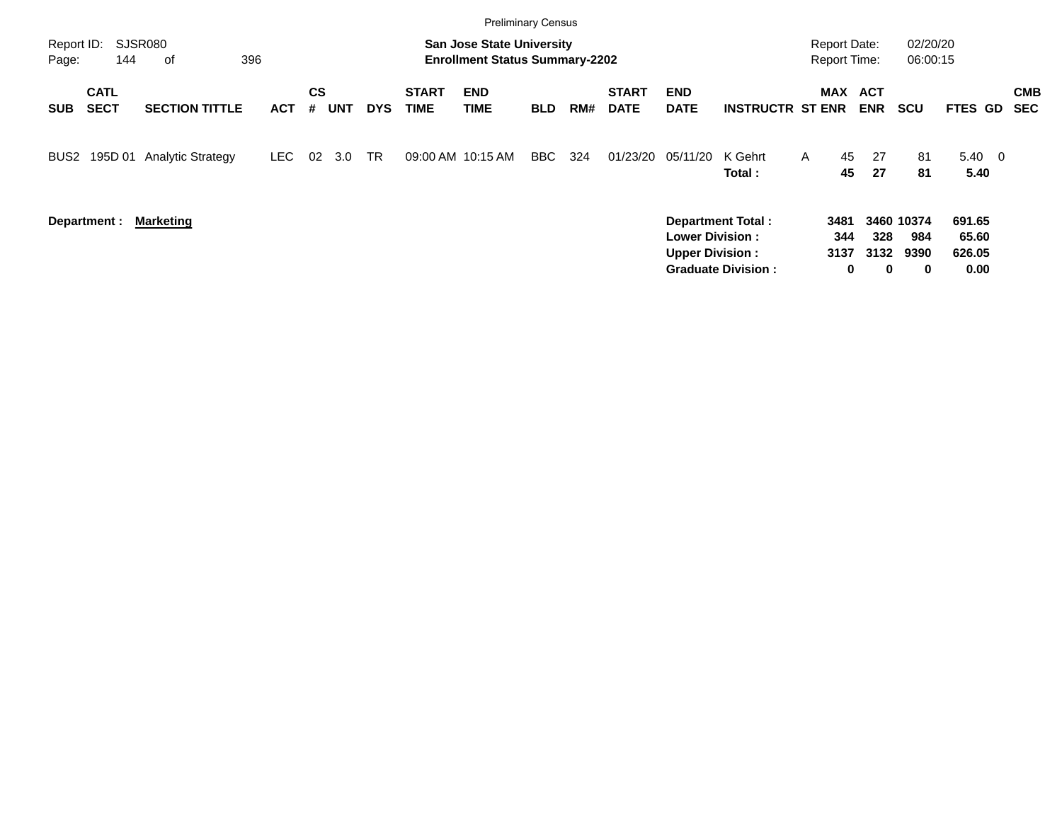Preliminary Census

Report ID: SJSR080

**San Jose State University**
**Enrollment Status Summary-2202**

Report Date: 02/20/20
Report Time: 06:00:15

| SUB | CATL SECT | SECTION TITTLE | ACT | CS # | UNT | DYS | START TIME | END TIME | BLD | RM# | START DATE | END DATE | INSTRUCTR | ST | MAX ENR | ACT ENR | SCU | FTES | GD | CMB SEC |
|---|---|---|---|---|---|---|---|---|---|---|---|---|---|---|---|---|---|---|---|---|
| BUS2 | 195D 01 | Analytic Strategy | LEC | 02 | 3.0 | TR | 09:00 AM | 10:15 AM | BBC | 324 | 01/23/20 | 05/11/20 | K Gehrt | A | 45 | 27 | 81 | 5.40 | 0 | |
| | | | | | | | | | | | | | **Total :** | | **45** | **27** | **81** | **5.40** | | |

**Department :** **Marketing**

| | MAX ENR | ACT ENR | SCU | FTES |
|---|---|---|---|---|
| **Department Total :** | **3481** | **3460** | **10374** | **691.65** |
| **Lower Division :** | **344** | **328** | **984** | **65.60** |
| **Upper Division :** | **3137** | **3132** | **9390** | **626.05** |
| **Graduate Division :** | **0** | **0** | **0** | **0.00** |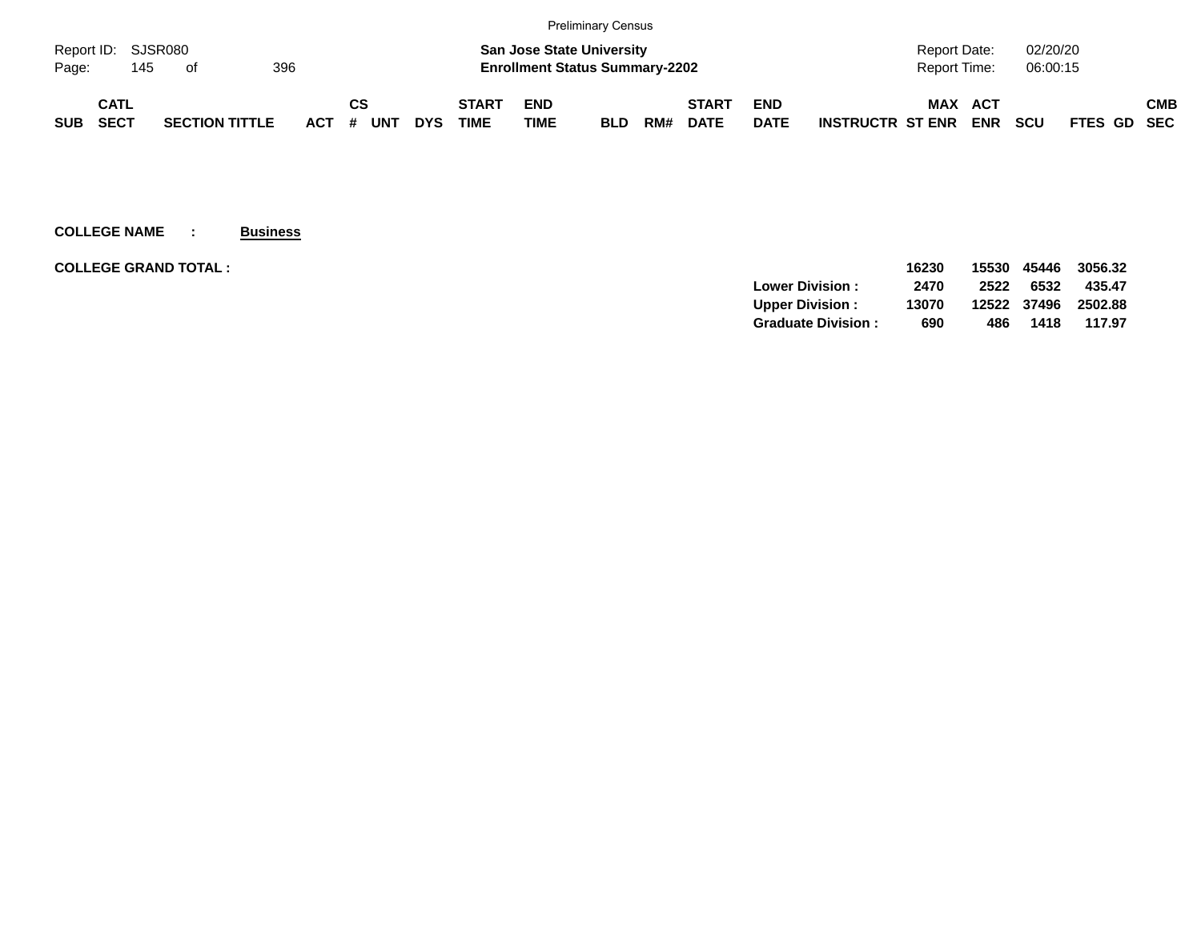Preliminary Census

**San Jose State University**
**Enrollment Status Summary-2202**

| SUB | CATL SECT | SECTION TITTLE | ACT | CS # | UNT | DYS | START TIME | END TIME | BLD | RM# | START DATE | END DATE | INSTRUCTR | MAX ST ENR | ACT ENR | SCU | FTES | GD | CMB SEC |
|---|---|---|---|---|---|---|---|---|---|---|---|---|---|---|---|---|---|---|---|

**COLLEGE NAME : Business**

| | | | | | |
|---|---|---|---|---|---|
| **COLLEGE GRAND TOTAL :** | | **16230** | **15530** | **45446** | **3056.32** |
| | **Lower Division :** | **2470** | **2522** | **6532** | **435.47** |
| | **Upper Division :** | **13070** | **12522** | **37496** | **2502.88** |
| | **Graduate Division :** | **690** | **486** | **1418** | **117.97** |